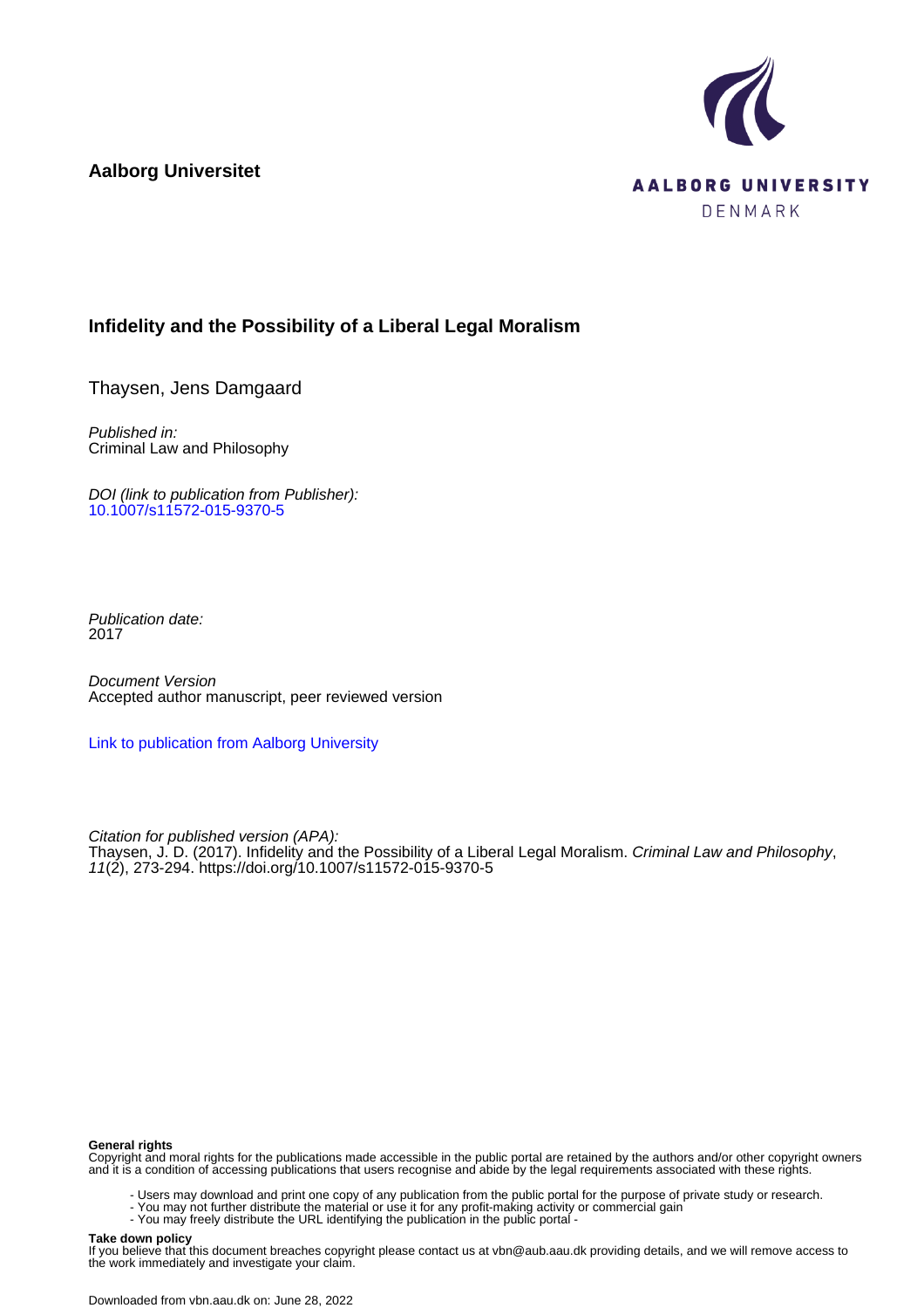**Aalborg Universitet**

AALBORG UNIVERSITY
DENMARK

**Infidelity and the Possibility of a Liberal Legal Moralism**

Thaysen, Jens Damgaard

*Published in:*
Criminal Law and Philosophy

*DOI (link to publication from Publisher):*
10.1007/s11572-015-9370-5

*Publication date:*
2017

*Document Version*
Accepted author manuscript, peer reviewed version

Link to publication from Aalborg University

*Citation for published version (APA):*
Thaysen, J. D. (2017). Infidelity and the Possibility of a Liberal Legal Moralism. *Criminal Law and Philosophy*, *11*(2), 273-294. https://doi.org/10.1007/s11572-015-9370-5

**General rights**
Copyright and moral rights for the publications made accessible in the public portal are retained by the authors and/or other copyright owners and it is a condition of accessing publications that users recognise and abide by the legal requirements associated with these rights.

- Users may download and print one copy of any publication from the public portal for the purpose of private study or research.
- You may not further distribute the material or use it for any profit-making activity or commercial gain
- You may freely distribute the URL identifying the publication in the public portal -

**Take down policy**
If you believe that this document breaches copyright please contact us at vbn@aub.aau.dk providing details, and we will remove access to the work immediately and investigate your claim.

Downloaded from vbn.aau.dk on: June 28, 2022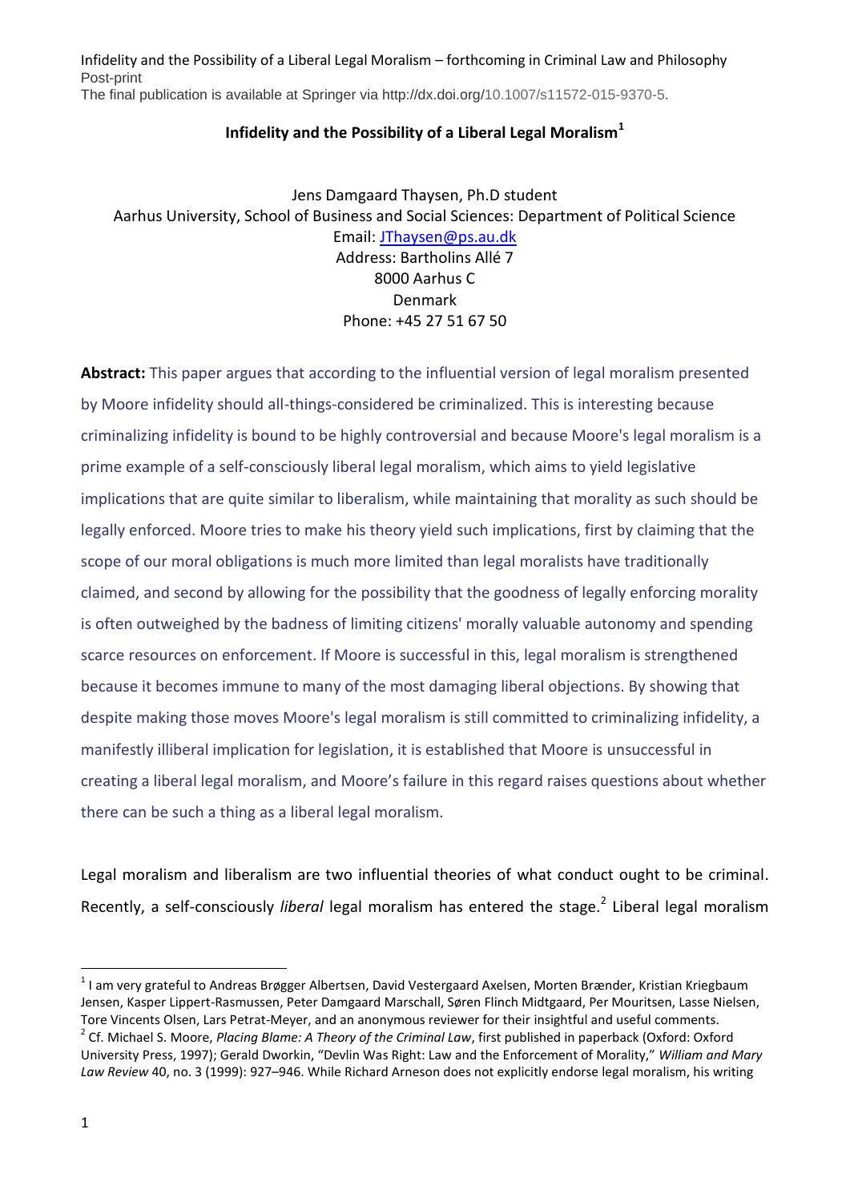Infidelity and the Possibility of a Liberal Legal Moralism – forthcoming in Criminal Law and Philosophy
Post-print
The final publication is available at Springer via http://dx.doi.org/10.1007/s11572-015-9370-5.

**Infidelity and the Possibility of a Liberal Legal Moralism**[1]

Jens Damgaard Thaysen, Ph.D student
Aarhus University, School of Business and Social Sciences: Department of Political Science
Email: JThaysen@ps.au.dk
Address: Bartholins Allé 7
8000 Aarhus C
Denmark
Phone: +45 27 51 67 50

**Abstract:** This paper argues that according to the influential version of legal moralism presented by Moore infidelity should all-things-considered be criminalized. This is interesting because criminalizing infidelity is bound to be highly controversial and because Moore's legal moralism is a prime example of a self-consciously liberal legal moralism, which aims to yield legislative implications that are quite similar to liberalism, while maintaining that morality as such should be legally enforced. Moore tries to make his theory yield such implications, first by claiming that the scope of our moral obligations is much more limited than legal moralists have traditionally claimed, and second by allowing for the possibility that the goodness of legally enforcing morality is often outweighed by the badness of limiting citizens' morally valuable autonomy and spending scarce resources on enforcement. If Moore is successful in this, legal moralism is strengthened because it becomes immune to many of the most damaging liberal objections. By showing that despite making those moves Moore's legal moralism is still committed to criminalizing infidelity, a manifestly illiberal implication for legislation, it is established that Moore is unsuccessful in creating a liberal legal moralism, and Moore's failure in this regard raises questions about whether there can be such a thing as a liberal legal moralism.

Legal moralism and liberalism are two influential theories of what conduct ought to be criminal. Recently, a self-consciously *liberal* legal moralism has entered the stage.[2] Liberal legal moralism

[1] I am very grateful to Andreas Brøgger Albertsen, David Vestergaard Axelsen, Morten Brænder, Kristian Kriegbaum Jensen, Kasper Lippert-Rasmussen, Peter Damgaard Marschall, Søren Flinch Midtgaard, Per Mouritsen, Lasse Nielsen, Tore Vincents Olsen, Lars Petrat-Meyer, and an anonymous reviewer for their insightful and useful comments.

[2] Cf. Michael S. Moore, *Placing Blame: A Theory of the Criminal Law*, first published in paperback (Oxford: Oxford University Press, 1997); Gerald Dworkin, "Devlin Was Right: Law and the Enforcement of Morality," *William and Mary Law Review* 40, no. 3 (1999): 927–946. While Richard Arneson does not explicitly endorse legal moralism, his writing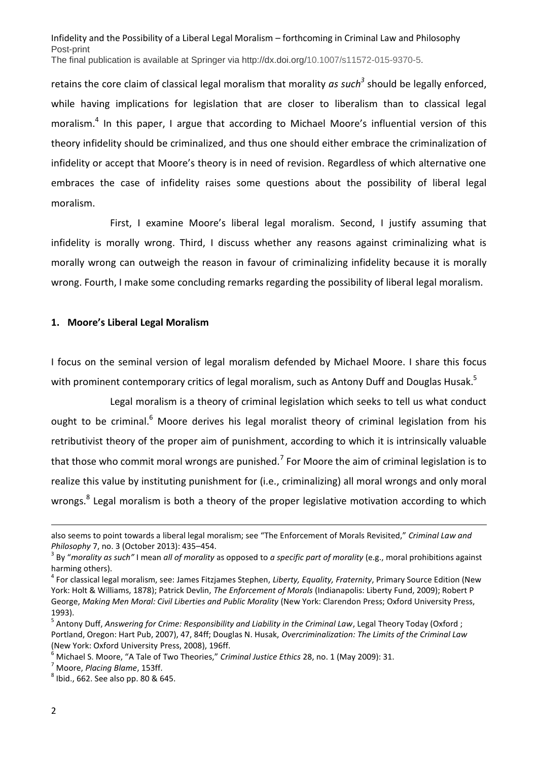retains the core claim of classical legal moralism that morality *as such*[3] should be legally enforced, while having implications for legislation that are closer to liberalism than to classical legal moralism.[4] In this paper, I argue that according to Michael Moore's influential version of this theory infidelity should be criminalized, and thus one should either embrace the criminalization of infidelity or accept that Moore's theory is in need of revision. Regardless of which alternative one embraces the case of infidelity raises some questions about the possibility of liberal legal moralism.

First, I examine Moore's liberal legal moralism. Second, I justify assuming that infidelity is morally wrong. Third, I discuss whether any reasons against criminalizing what is morally wrong can outweigh the reason in favour of criminalizing infidelity because it is morally wrong. Fourth, I make some concluding remarks regarding the possibility of liberal legal moralism.

## 1. Moore's Liberal Legal Moralism

I focus on the seminal version of legal moralism defended by Michael Moore. I share this focus with prominent contemporary critics of legal moralism, such as Antony Duff and Douglas Husak.[5]

Legal moralism is a theory of criminal legislation which seeks to tell us what conduct ought to be criminal.[6] Moore derives his legal moralist theory of criminal legislation from his retributivist theory of the proper aim of punishment, according to which it is intrinsically valuable that those who commit moral wrongs are punished.[7] For Moore the aim of criminal legislation is to realize this value by instituting punishment for (i.e., criminalizing) all moral wrongs and only moral wrongs.[8] Legal moralism is both a theory of the proper legislative motivation according to which

---

also seems to point towards a liberal legal moralism; see "The Enforcement of Morals Revisited," *Criminal Law and Philosophy* 7, no. 3 (October 2013): 435–454.

[3] By "*morality as such"* I mean *all of morality* as opposed to *a specific part of morality* (e.g., moral prohibitions against harming others).

[4] For classical legal moralism, see: James Fitzjames Stephen, *Liberty, Equality, Fraternity*, Primary Source Edition (New York: Holt & Williams, 1878); Patrick Devlin, *The Enforcement of Morals* (Indianapolis: Liberty Fund, 2009); Robert P George, *Making Men Moral: Civil Liberties and Public Morality* (New York: Clarendon Press; Oxford University Press, 1993).

[5] Antony Duff, *Answering for Crime: Responsibility and Liability in the Criminal Law*, Legal Theory Today (Oxford ; Portland, Oregon: Hart Pub, 2007), 47, 84ff; Douglas N. Husak, *Overcriminalization: The Limits of the Criminal Law* (New York: Oxford University Press, 2008), 196ff.

[6] Michael S. Moore, "A Tale of Two Theories," *Criminal Justice Ethics* 28, no. 1 (May 2009): 31.

[7] Moore, *Placing Blame*, 153ff.

[8] Ibid., 662. See also pp. 80 & 645.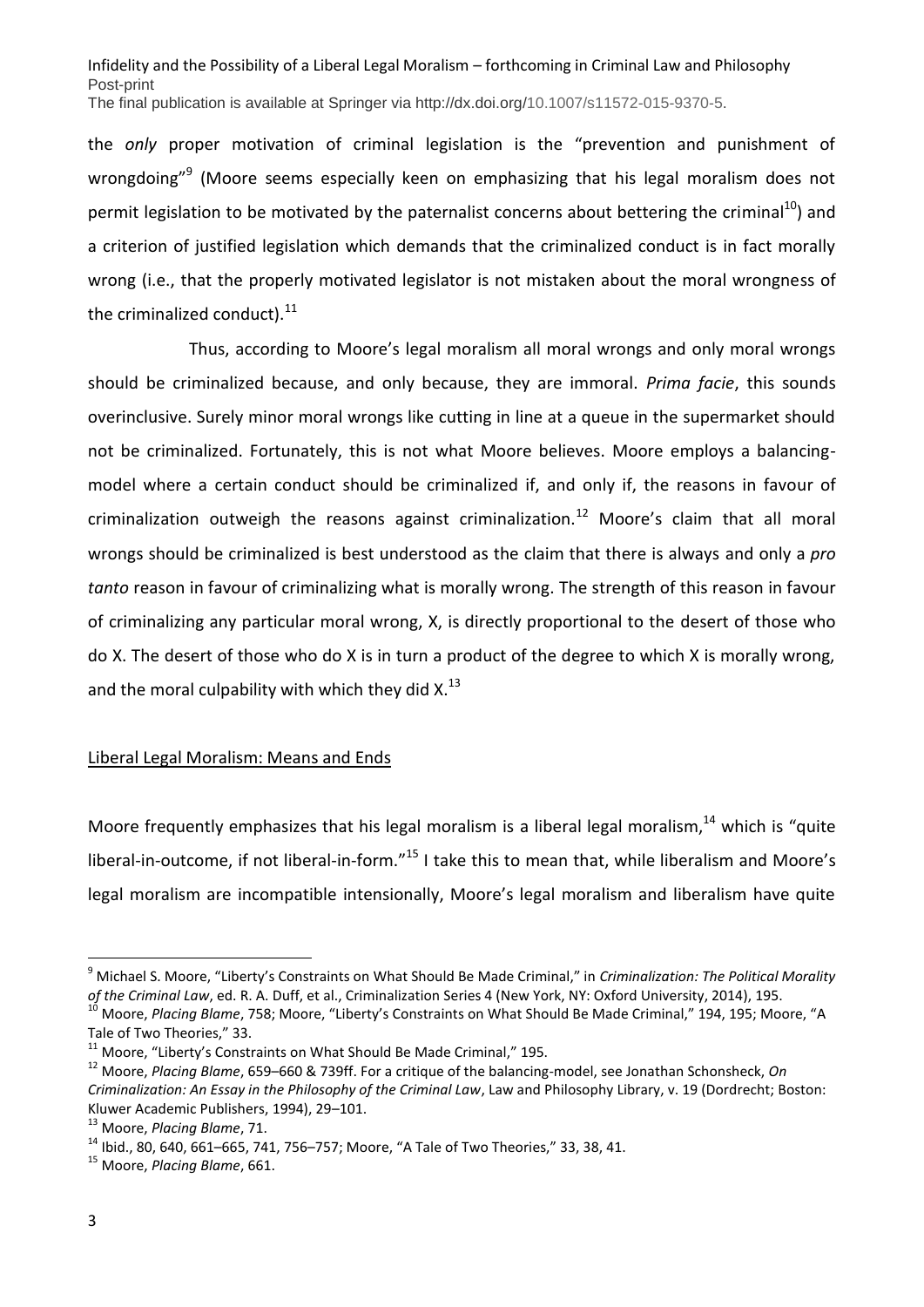the *only* proper motivation of criminal legislation is the "prevention and punishment of wrongdoing"[9] (Moore seems especially keen on emphasizing that his legal moralism does not permit legislation to be motivated by the paternalist concerns about bettering the criminal[10]) and a criterion of justified legislation which demands that the criminalized conduct is in fact morally wrong (i.e., that the properly motivated legislator is not mistaken about the moral wrongness of the criminalized conduct).[11]

Thus, according to Moore's legal moralism all moral wrongs and only moral wrongs should be criminalized because, and only because, they are immoral. *Prima facie*, this sounds overinclusive. Surely minor moral wrongs like cutting in line at a queue in the supermarket should not be criminalized. Fortunately, this is not what Moore believes. Moore employs a balancing-model where a certain conduct should be criminalized if, and only if, the reasons in favour of criminalization outweigh the reasons against criminalization.[12] Moore's claim that all moral wrongs should be criminalized is best understood as the claim that there is always and only a *pro tanto* reason in favour of criminalizing what is morally wrong. The strength of this reason in favour of criminalizing any particular moral wrong, X, is directly proportional to the desert of those who do X. The desert of those who do X is in turn a product of the degree to which X is morally wrong, and the moral culpability with which they did X.[13]

## Liberal Legal Moralism: Means and Ends

Moore frequently emphasizes that his legal moralism is a liberal legal moralism,[14] which is "quite liberal-in-outcome, if not liberal-in-form."[15] I take this to mean that, while liberalism and Moore's legal moralism are incompatible intensionally, Moore's legal moralism and liberalism have quite

---

[9] Michael S. Moore, "Liberty's Constraints on What Should Be Made Criminal," in *Criminalization: The Political Morality of the Criminal Law*, ed. R. A. Duff, et al., Criminalization Series 4 (New York, NY: Oxford University, 2014), 195.

[10] Moore, *Placing Blame*, 758; Moore, "Liberty's Constraints on What Should Be Made Criminal," 194, 195; Moore, "A Tale of Two Theories," 33.

[11] Moore, "Liberty's Constraints on What Should Be Made Criminal," 195.

[12] Moore, *Placing Blame*, 659–660 & 739ff. For a critique of the balancing-model, see Jonathan Schonsheck, *On Criminalization: An Essay in the Philosophy of the Criminal Law*, Law and Philosophy Library, v. 19 (Dordrecht; Boston: Kluwer Academic Publishers, 1994), 29–101.

[13] Moore, *Placing Blame*, 71.

[14] Ibid., 80, 640, 661–665, 741, 756–757; Moore, "A Tale of Two Theories," 33, 38, 41.

[15] Moore, *Placing Blame*, 661.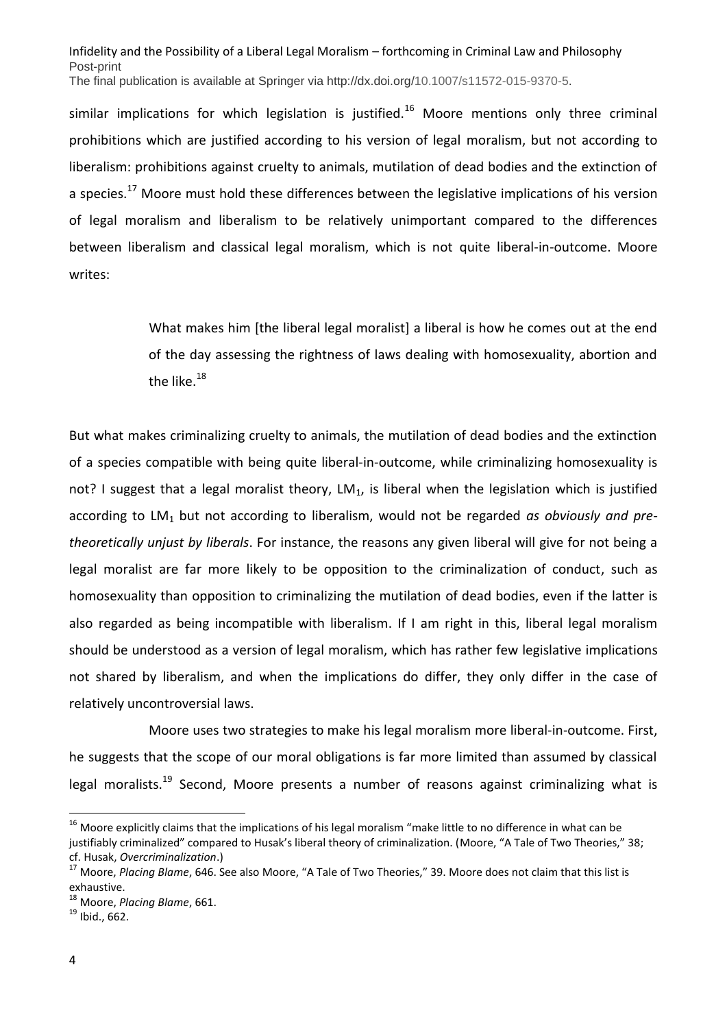similar implications for which legislation is justified.[16] Moore mentions only three criminal prohibitions which are justified according to his version of legal moralism, but not according to liberalism: prohibitions against cruelty to animals, mutilation of dead bodies and the extinction of a species.[17] Moore must hold these differences between the legislative implications of his version of legal moralism and liberalism to be relatively unimportant compared to the differences between liberalism and classical legal moralism, which is not quite liberal-in-outcome. Moore writes:

> What makes him [the liberal legal moralist] a liberal is how he comes out at the end of the day assessing the rightness of laws dealing with homosexuality, abortion and the like.[18]

But what makes criminalizing cruelty to animals, the mutilation of dead bodies and the extinction of a species compatible with being quite liberal-in-outcome, while criminalizing homosexuality is not? I suggest that a legal moralist theory, $LM_1$, is liberal when the legislation which is justified according to $LM_1$ but not according to liberalism, would not be regarded *as obviously and pre-theoretically unjust by liberals*. For instance, the reasons any given liberal will give for not being a legal moralist are far more likely to be opposition to the criminalization of conduct, such as homosexuality than opposition to criminalizing the mutilation of dead bodies, even if the latter is also regarded as being incompatible with liberalism. If I am right in this, liberal legal moralism should be understood as a version of legal moralism, which has rather few legislative implications not shared by liberalism, and when the implications do differ, they only differ in the case of relatively uncontroversial laws.

Moore uses two strategies to make his legal moralism more liberal-in-outcome. First, he suggests that the scope of our moral obligations is far more limited than assumed by classical legal moralists.[19] Second, Moore presents a number of reasons against criminalizing what is

---

[16] Moore explicitly claims that the implications of his legal moralism "make little to no difference in what can be justifiably criminalized" compared to Husak's liberal theory of criminalization. (Moore, "A Tale of Two Theories," 38; cf. Husak, *Overcriminalization*.)

[17] Moore, *Placing Blame*, 646. See also Moore, "A Tale of Two Theories," 39. Moore does not claim that this list is exhaustive.

[18] Moore, *Placing Blame*, 661.

[19] Ibid., 662.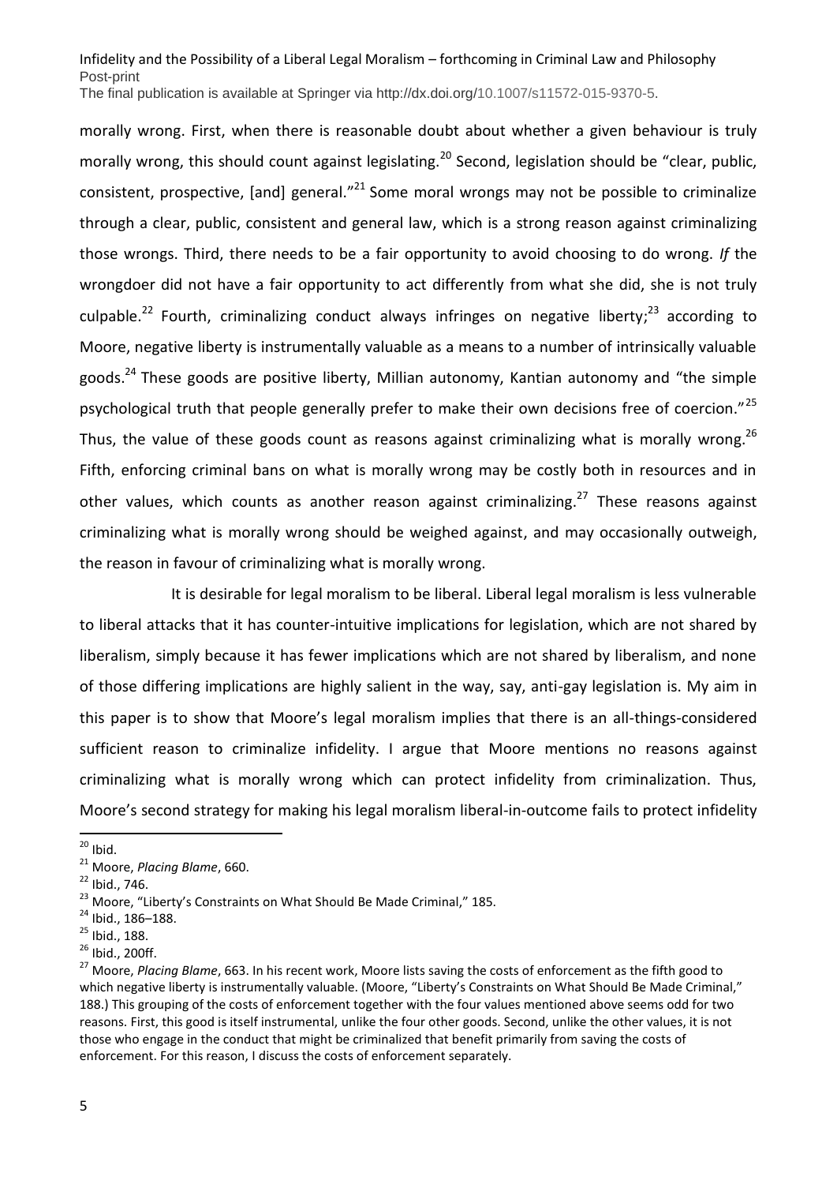morally wrong. First, when there is reasonable doubt about whether a given behaviour is truly morally wrong, this should count against legislating.[20] Second, legislation should be "clear, public, consistent, prospective, [and] general."[21] Some moral wrongs may not be possible to criminalize through a clear, public, consistent and general law, which is a strong reason against criminalizing those wrongs. Third, there needs to be a fair opportunity to avoid choosing to do wrong. *If* the wrongdoer did not have a fair opportunity to act differently from what she did, she is not truly culpable.[22] Fourth, criminalizing conduct always infringes on negative liberty;[23] according to Moore, negative liberty is instrumentally valuable as a means to a number of intrinsically valuable goods.[24] These goods are positive liberty, Millian autonomy, Kantian autonomy and "the simple psychological truth that people generally prefer to make their own decisions free of coercion."[25] Thus, the value of these goods count as reasons against criminalizing what is morally wrong.[26] Fifth, enforcing criminal bans on what is morally wrong may be costly both in resources and in other values, which counts as another reason against criminalizing.[27] These reasons against criminalizing what is morally wrong should be weighed against, and may occasionally outweigh, the reason in favour of criminalizing what is morally wrong.

It is desirable for legal moralism to be liberal. Liberal legal moralism is less vulnerable to liberal attacks that it has counter-intuitive implications for legislation, which are not shared by liberalism, simply because it has fewer implications which are not shared by liberalism, and none of those differing implications are highly salient in the way, say, anti-gay legislation is. My aim in this paper is to show that Moore's legal moralism implies that there is an all-things-considered sufficient reason to criminalize infidelity. I argue that Moore mentions no reasons against criminalizing what is morally wrong which can protect infidelity from criminalization. Thus, Moore's second strategy for making his legal moralism liberal-in-outcome fails to protect infidelity

[20] Ibid.

[21] Moore, *Placing Blame*, 660.

[22] Ibid., 746.

[23] Moore, "Liberty's Constraints on What Should Be Made Criminal," 185.

[24] Ibid., 186–188.

[25] Ibid., 188.

[26] Ibid., 200ff.

[27] Moore, *Placing Blame*, 663. In his recent work, Moore lists saving the costs of enforcement as the fifth good to which negative liberty is instrumentally valuable. (Moore, "Liberty's Constraints on What Should Be Made Criminal," 188.) This grouping of the costs of enforcement together with the four values mentioned above seems odd for two reasons. First, this good is itself instrumental, unlike the four other goods. Second, unlike the other values, it is not those who engage in the conduct that might be criminalized that benefit primarily from saving the costs of enforcement. For this reason, I discuss the costs of enforcement separately.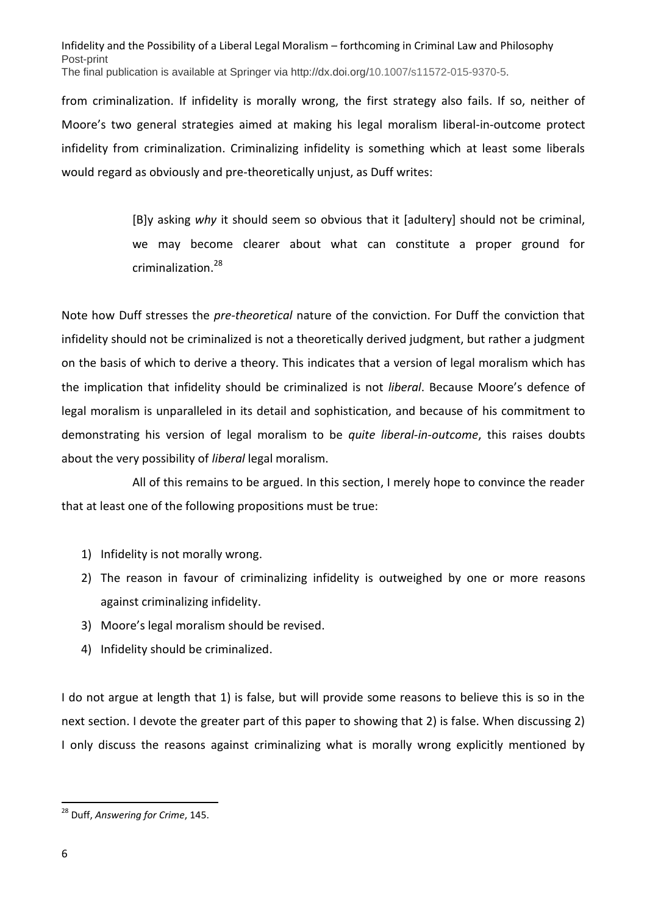from criminalization. If infidelity is morally wrong, the first strategy also fails. If so, neither of Moore's two general strategies aimed at making his legal moralism liberal-in-outcome protect infidelity from criminalization. Criminalizing infidelity is something which at least some liberals would regard as obviously and pre-theoretically unjust, as Duff writes:

> [B]y asking *why* it should seem so obvious that it [adultery] should not be criminal, we may become clearer about what can constitute a proper ground for criminalization.[28]

Note how Duff stresses the *pre-theoretical* nature of the conviction. For Duff the conviction that infidelity should not be criminalized is not a theoretically derived judgment, but rather a judgment on the basis of which to derive a theory. This indicates that a version of legal moralism which has the implication that infidelity should be criminalized is not *liberal*. Because Moore's defence of legal moralism is unparalleled in its detail and sophistication, and because of his commitment to demonstrating his version of legal moralism to be *quite liberal-in-outcome*, this raises doubts about the very possibility of *liberal* legal moralism.

All of this remains to be argued. In this section, I merely hope to convince the reader that at least one of the following propositions must be true:

1) Infidelity is not morally wrong.
2) The reason in favour of criminalizing infidelity is outweighed by one or more reasons against criminalizing infidelity.
3) Moore's legal moralism should be revised.
4) Infidelity should be criminalized.

I do not argue at length that 1) is false, but will provide some reasons to believe this is so in the next section. I devote the greater part of this paper to showing that 2) is false. When discussing 2) I only discuss the reasons against criminalizing what is morally wrong explicitly mentioned by

[28] Duff, *Answering for Crime*, 145.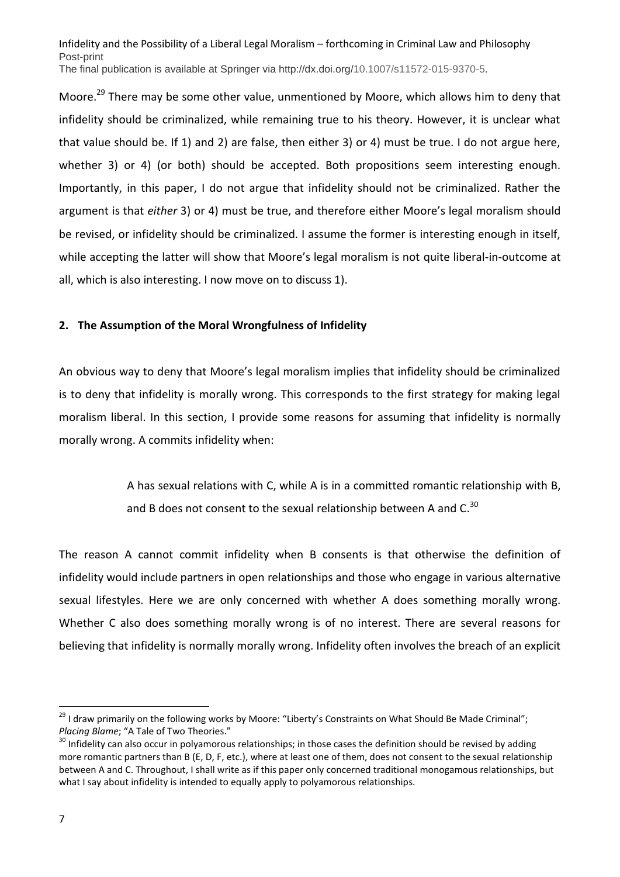Moore.[29] There may be some other value, unmentioned by Moore, which allows him to deny that infidelity should be criminalized, while remaining true to his theory. However, it is unclear what that value should be. If 1) and 2) are false, then either 3) or 4) must be true. I do not argue here, whether 3) or 4) (or both) should be accepted. Both propositions seem interesting enough. Importantly, in this paper, I do not argue that infidelity should not be criminalized. Rather the argument is that *either* 3) or 4) must be true, and therefore either Moore's legal moralism should be revised, or infidelity should be criminalized. I assume the former is interesting enough in itself, while accepting the latter will show that Moore's legal moralism is not quite liberal-in-outcome at all, which is also interesting. I now move on to discuss 1).

## 2. The Assumption of the Moral Wrongfulness of Infidelity

An obvious way to deny that Moore's legal moralism implies that infidelity should be criminalized is to deny that infidelity is morally wrong. This corresponds to the first strategy for making legal moralism liberal. In this section, I provide some reasons for assuming that infidelity is normally morally wrong. A commits infidelity when:

> A has sexual relations with C, while A is in a committed romantic relationship with B, and B does not consent to the sexual relationship between A and C.[30]

The reason A cannot commit infidelity when B consents is that otherwise the definition of infidelity would include partners in open relationships and those who engage in various alternative sexual lifestyles. Here we are only concerned with whether A does something morally wrong. Whether C also does something morally wrong is of no interest. There are several reasons for believing that infidelity is normally morally wrong. Infidelity often involves the breach of an explicit

---

[29] I draw primarily on the following works by Moore: "Liberty's Constraints on What Should Be Made Criminal"; *Placing Blame*; "A Tale of Two Theories."

[30] Infidelity can also occur in polyamorous relationships; in those cases the definition should be revised by adding more romantic partners than B (E, D, F, etc.), where at least one of them, does not consent to the sexual relationship between A and C. Throughout, I shall write as if this paper only concerned traditional monogamous relationships, but what I say about infidelity is intended to equally apply to polyamorous relationships.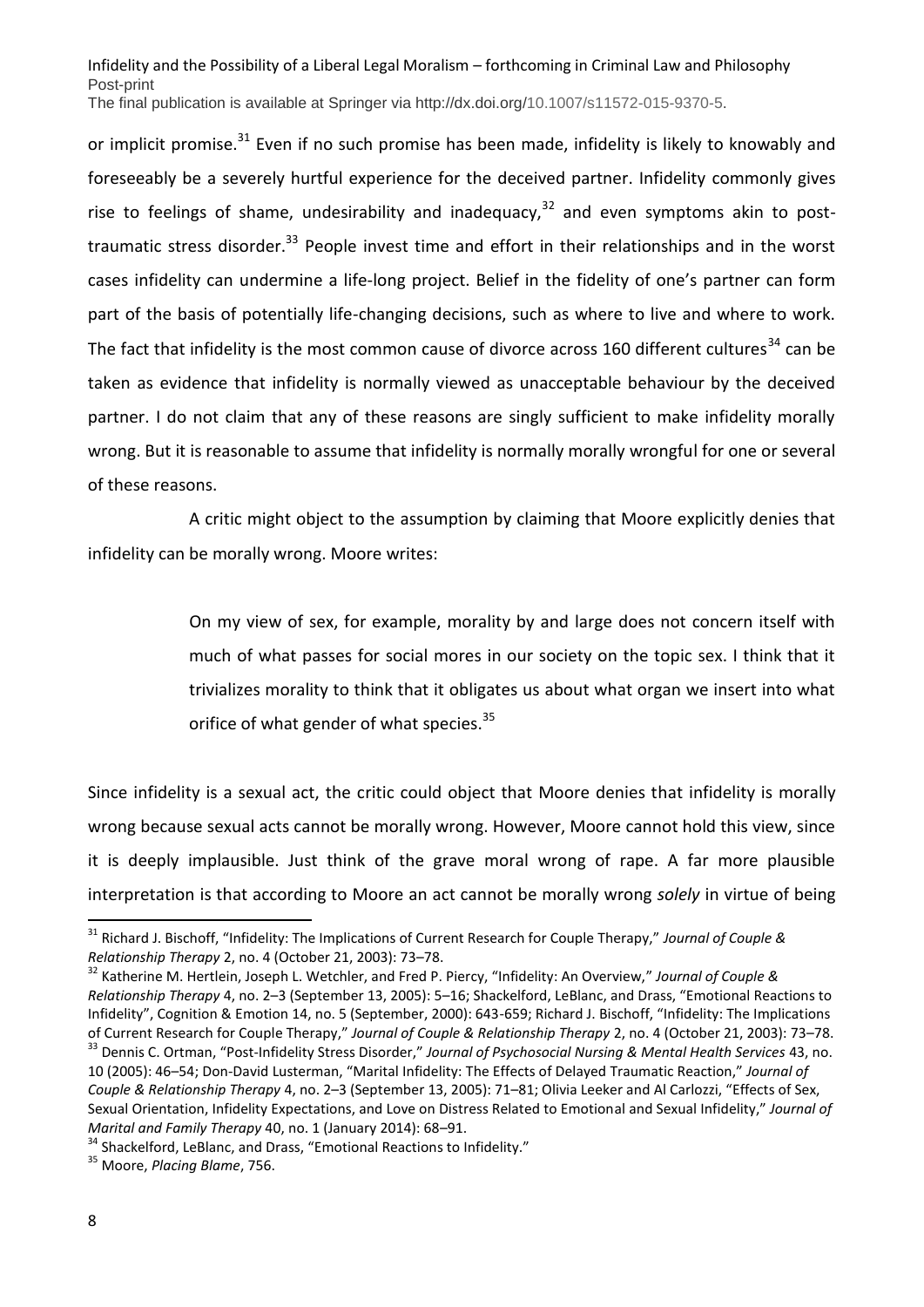or implicit promise.[31] Even if no such promise has been made, infidelity is likely to knowably and foreseeably be a severely hurtful experience for the deceived partner. Infidelity commonly gives rise to feelings of shame, undesirability and inadequacy,[32] and even symptoms akin to post-traumatic stress disorder.[33] People invest time and effort in their relationships and in the worst cases infidelity can undermine a life-long project. Belief in the fidelity of one's partner can form part of the basis of potentially life-changing decisions, such as where to live and where to work. The fact that infidelity is the most common cause of divorce across 160 different cultures[34] can be taken as evidence that infidelity is normally viewed as unacceptable behaviour by the deceived partner. I do not claim that any of these reasons are singly sufficient to make infidelity morally wrong. But it is reasonable to assume that infidelity is normally morally wrongful for one or several of these reasons.

A critic might object to the assumption by claiming that Moore explicitly denies that infidelity can be morally wrong. Moore writes:

> On my view of sex, for example, morality by and large does not concern itself with much of what passes for social mores in our society on the topic sex. I think that it trivializes morality to think that it obligates us about what organ we insert into what orifice of what gender of what species.[35]

Since infidelity is a sexual act, the critic could object that Moore denies that infidelity is morally wrong because sexual acts cannot be morally wrong. However, Moore cannot hold this view, since it is deeply implausible. Just think of the grave moral wrong of rape. A far more plausible interpretation is that according to Moore an act cannot be morally wrong *solely* in virtue of being

---

[31] Richard J. Bischoff, "Infidelity: The Implications of Current Research for Couple Therapy," *Journal of Couple & Relationship Therapy* 2, no. 4 (October 21, 2003): 73–78.

[32] Katherine M. Hertlein, Joseph L. Wetchler, and Fred P. Piercy, "Infidelity: An Overview," *Journal of Couple & Relationship Therapy* 4, no. 2–3 (September 13, 2005): 5–16; Shackelford, LeBlanc, and Drass, "Emotional Reactions to Infidelity", Cognition & Emotion 14, no. 5 (September, 2000): 643-659; Richard J. Bischoff, "Infidelity: The Implications of Current Research for Couple Therapy," *Journal of Couple & Relationship Therapy* 2, no. 4 (October 21, 2003): 73–78.

[33] Dennis C. Ortman, "Post-Infidelity Stress Disorder," *Journal of Psychosocial Nursing & Mental Health Services* 43, no. 10 (2005): 46–54; Don-David Lusterman, "Marital Infidelity: The Effects of Delayed Traumatic Reaction," *Journal of Couple & Relationship Therapy* 4, no. 2–3 (September 13, 2005): 71–81; Olivia Leeker and Al Carlozzi, "Effects of Sex, Sexual Orientation, Infidelity Expectations, and Love on Distress Related to Emotional and Sexual Infidelity," *Journal of Marital and Family Therapy* 40, no. 1 (January 2014): 68–91.

[34] Shackelford, LeBlanc, and Drass, "Emotional Reactions to Infidelity."

[35] Moore, *Placing Blame*, 756.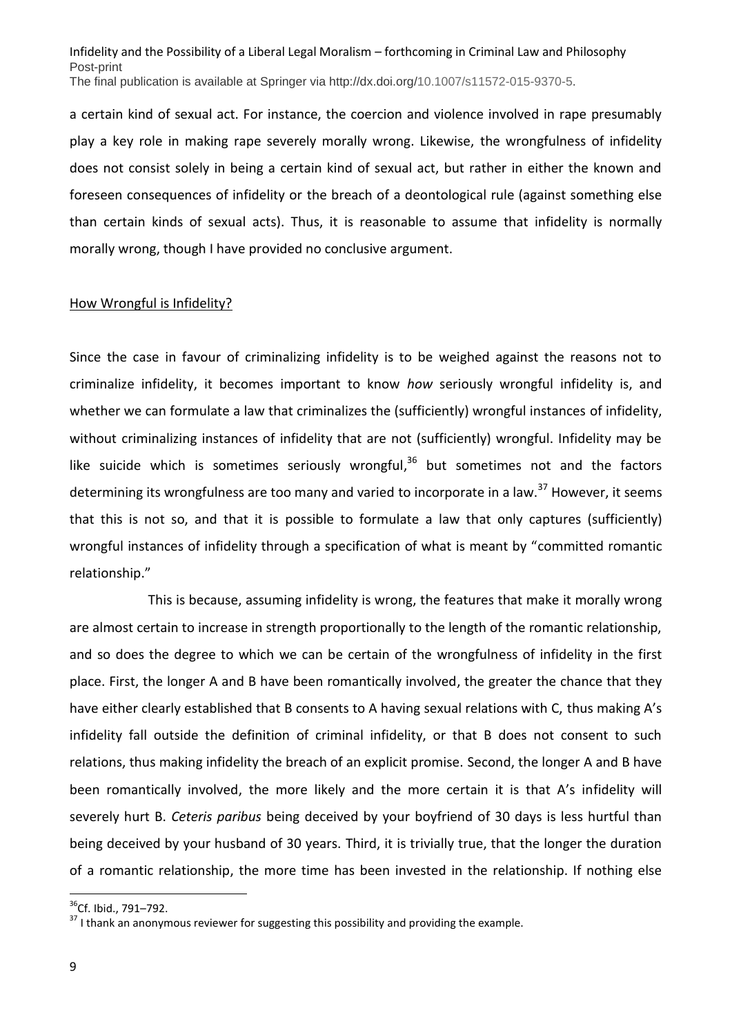a certain kind of sexual act. For instance, the coercion and violence involved in rape presumably play a key role in making rape severely morally wrong. Likewise, the wrongfulness of infidelity does not consist solely in being a certain kind of sexual act, but rather in either the known and foreseen consequences of infidelity or the breach of a deontological rule (against something else than certain kinds of sexual acts). Thus, it is reasonable to assume that infidelity is normally morally wrong, though I have provided no conclusive argument.

## How Wrongful is Infidelity?

Since the case in favour of criminalizing infidelity is to be weighed against the reasons not to criminalize infidelity, it becomes important to know *how* seriously wrongful infidelity is, and whether we can formulate a law that criminalizes the (sufficiently) wrongful instances of infidelity, without criminalizing instances of infidelity that are not (sufficiently) wrongful. Infidelity may be like suicide which is sometimes seriously wrongful,[36] but sometimes not and the factors determining its wrongfulness are too many and varied to incorporate in a law.[37] However, it seems that this is not so, and that it is possible to formulate a law that only captures (sufficiently) wrongful instances of infidelity through a specification of what is meant by "committed romantic relationship."

This is because, assuming infidelity is wrong, the features that make it morally wrong are almost certain to increase in strength proportionally to the length of the romantic relationship, and so does the degree to which we can be certain of the wrongfulness of infidelity in the first place. First, the longer A and B have been romantically involved, the greater the chance that they have either clearly established that B consents to A having sexual relations with C, thus making A's infidelity fall outside the definition of criminal infidelity, or that B does not consent to such relations, thus making infidelity the breach of an explicit promise. Second, the longer A and B have been romantically involved, the more likely and the more certain it is that A's infidelity will severely hurt B. *Ceteris paribus* being deceived by your boyfriend of 30 days is less hurtful than being deceived by your husband of 30 years. Third, it is trivially true, that the longer the duration of a romantic relationship, the more time has been invested in the relationship. If nothing else

[36] Cf. Ibid., 791–792.

[37] I thank an anonymous reviewer for suggesting this possibility and providing the example.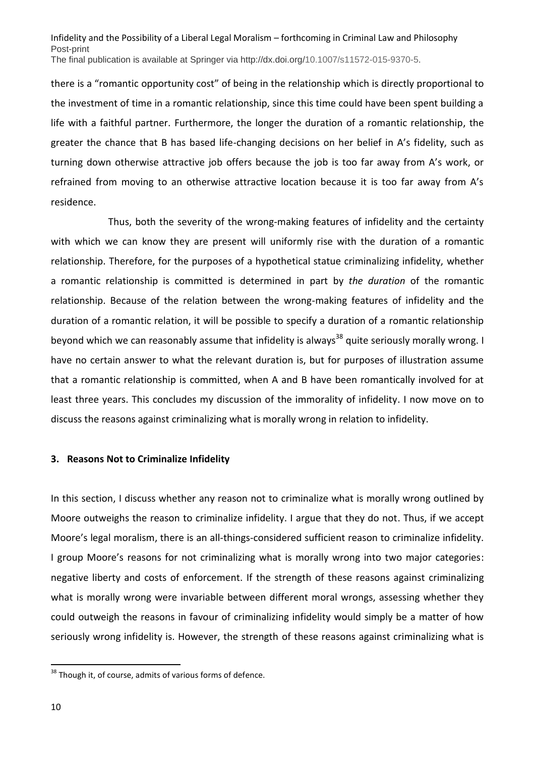there is a "romantic opportunity cost" of being in the relationship which is directly proportional to the investment of time in a romantic relationship, since this time could have been spent building a life with a faithful partner. Furthermore, the longer the duration of a romantic relationship, the greater the chance that B has based life-changing decisions on her belief in A's fidelity, such as turning down otherwise attractive job offers because the job is too far away from A's work, or refrained from moving to an otherwise attractive location because it is too far away from A's residence.

Thus, both the severity of the wrong-making features of infidelity and the certainty with which we can know they are present will uniformly rise with the duration of a romantic relationship. Therefore, for the purposes of a hypothetical statue criminalizing infidelity, whether a romantic relationship is committed is determined in part by *the duration* of the romantic relationship. Because of the relation between the wrong-making features of infidelity and the duration of a romantic relation, it will be possible to specify a duration of a romantic relationship beyond which we can reasonably assume that infidelity is always[38] quite seriously morally wrong. I have no certain answer to what the relevant duration is, but for purposes of illustration assume that a romantic relationship is committed, when A and B have been romantically involved for at least three years. This concludes my discussion of the immorality of infidelity. I now move on to discuss the reasons against criminalizing what is morally wrong in relation to infidelity.

## 3. Reasons Not to Criminalize Infidelity

In this section, I discuss whether any reason not to criminalize what is morally wrong outlined by Moore outweighs the reason to criminalize infidelity. I argue that they do not. Thus, if we accept Moore's legal moralism, there is an all-things-considered sufficient reason to criminalize infidelity. I group Moore's reasons for not criminalizing what is morally wrong into two major categories: negative liberty and costs of enforcement. If the strength of these reasons against criminalizing what is morally wrong were invariable between different moral wrongs, assessing whether they could outweigh the reasons in favour of criminalizing infidelity would simply be a matter of how seriously wrong infidelity is. However, the strength of these reasons against criminalizing what is

[38] Though it, of course, admits of various forms of defence.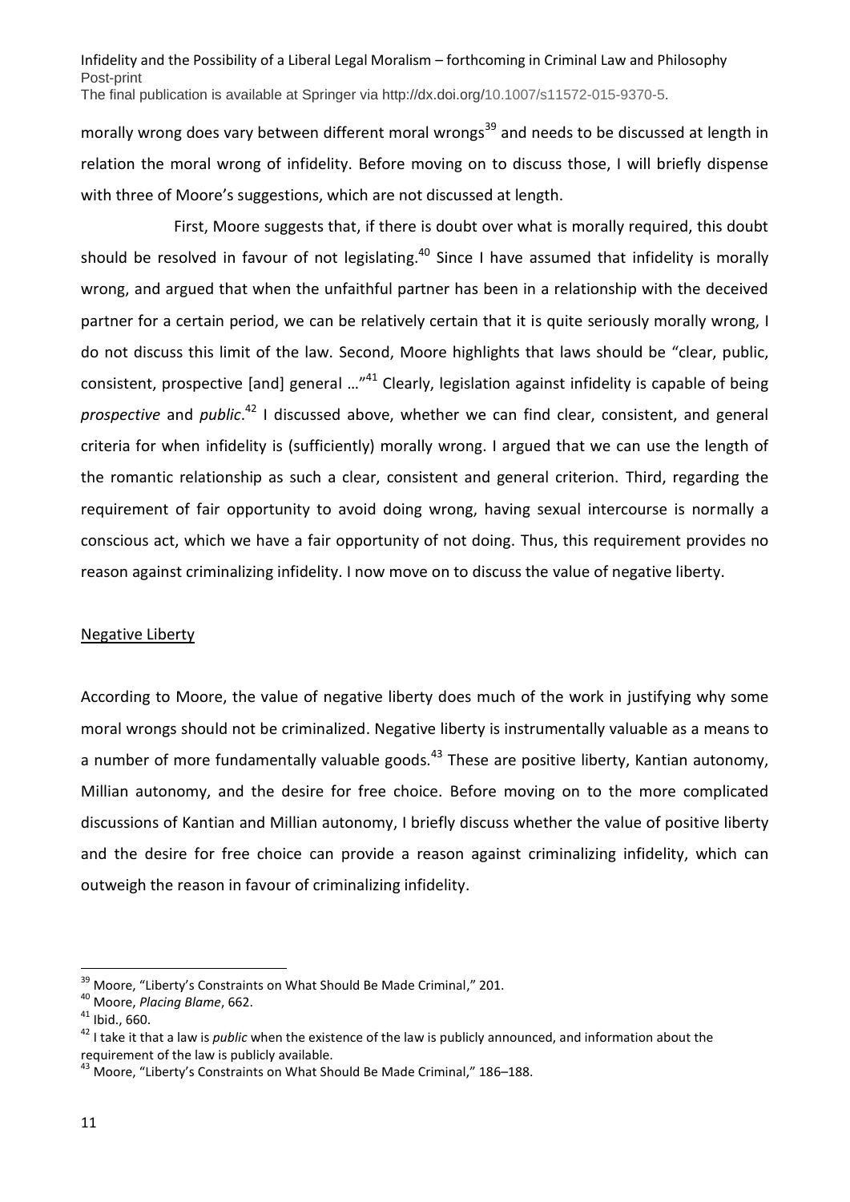morally wrong does vary between different moral wrongs[39] and needs to be discussed at length in relation the moral wrong of infidelity. Before moving on to discuss those, I will briefly dispense with three of Moore's suggestions, which are not discussed at length.

First, Moore suggests that, if there is doubt over what is morally required, this doubt should be resolved in favour of not legislating.[40] Since I have assumed that infidelity is morally wrong, and argued that when the unfaithful partner has been in a relationship with the deceived partner for a certain period, we can be relatively certain that it is quite seriously morally wrong, I do not discuss this limit of the law. Second, Moore highlights that laws should be "clear, public, consistent, prospective [and] general …"[41] Clearly, legislation against infidelity is capable of being *prospective* and *public*.[42] I discussed above, whether we can find clear, consistent, and general criteria for when infidelity is (sufficiently) morally wrong. I argued that we can use the length of the romantic relationship as such a clear, consistent and general criterion. Third, regarding the requirement of fair opportunity to avoid doing wrong, having sexual intercourse is normally a conscious act, which we have a fair opportunity of not doing. Thus, this requirement provides no reason against criminalizing infidelity. I now move on to discuss the value of negative liberty.

## Negative Liberty

According to Moore, the value of negative liberty does much of the work in justifying why some moral wrongs should not be criminalized. Negative liberty is instrumentally valuable as a means to a number of more fundamentally valuable goods.[43] These are positive liberty, Kantian autonomy, Millian autonomy, and the desire for free choice. Before moving on to the more complicated discussions of Kantian and Millian autonomy, I briefly discuss whether the value of positive liberty and the desire for free choice can provide a reason against criminalizing infidelity, which can outweigh the reason in favour of criminalizing infidelity.

---

[39] Moore, "Liberty's Constraints on What Should Be Made Criminal," 201.

[40] Moore, *Placing Blame*, 662.

[41] Ibid., 660.

[42] I take it that a law is *public* when the existence of the law is publicly announced, and information about the requirement of the law is publicly available.

[43] Moore, "Liberty's Constraints on What Should Be Made Criminal," 186–188.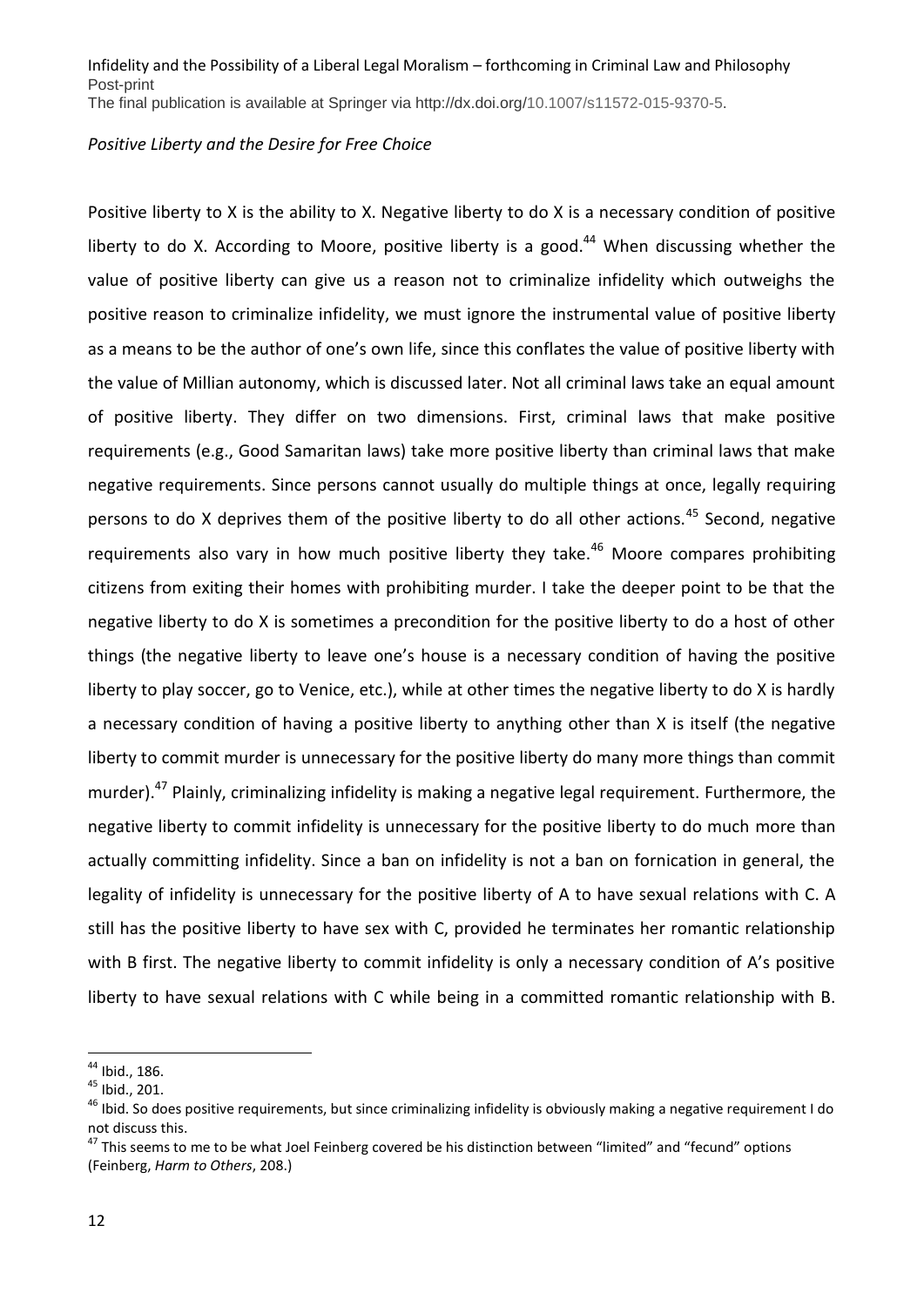*Positive Liberty and the Desire for Free Choice*

Positive liberty to X is the ability to X. Negative liberty to do X is a necessary condition of positive liberty to do X. According to Moore, positive liberty is a good.[44] When discussing whether the value of positive liberty can give us a reason not to criminalize infidelity which outweighs the positive reason to criminalize infidelity, we must ignore the instrumental value of positive liberty as a means to be the author of one's own life, since this conflates the value of positive liberty with the value of Millian autonomy, which is discussed later. Not all criminal laws take an equal amount of positive liberty. They differ on two dimensions. First, criminal laws that make positive requirements (e.g., Good Samaritan laws) take more positive liberty than criminal laws that make negative requirements. Since persons cannot usually do multiple things at once, legally requiring persons to do X deprives them of the positive liberty to do all other actions.[45] Second, negative requirements also vary in how much positive liberty they take.[46] Moore compares prohibiting citizens from exiting their homes with prohibiting murder. I take the deeper point to be that the negative liberty to do X is sometimes a precondition for the positive liberty to do a host of other things (the negative liberty to leave one's house is a necessary condition of having the positive liberty to play soccer, go to Venice, etc.), while at other times the negative liberty to do X is hardly a necessary condition of having a positive liberty to anything other than X is itself (the negative liberty to commit murder is unnecessary for the positive liberty do many more things than commit murder).[47] Plainly, criminalizing infidelity is making a negative legal requirement. Furthermore, the negative liberty to commit infidelity is unnecessary for the positive liberty to do much more than actually committing infidelity. Since a ban on infidelity is not a ban on fornication in general, the legality of infidelity is unnecessary for the positive liberty of A to have sexual relations with C. A still has the positive liberty to have sex with C, provided he terminates her romantic relationship with B first. The negative liberty to commit infidelity is only a necessary condition of A's positive liberty to have sexual relations with C while being in a committed romantic relationship with B.

---

[44] Ibid., 186.

[45] Ibid., 201.

[46] Ibid. So does positive requirements, but since criminalizing infidelity is obviously making a negative requirement I do not discuss this.

[47] This seems to me to be what Joel Feinberg covered be his distinction between "limited" and "fecund" options (Feinberg, *Harm to Others*, 208.)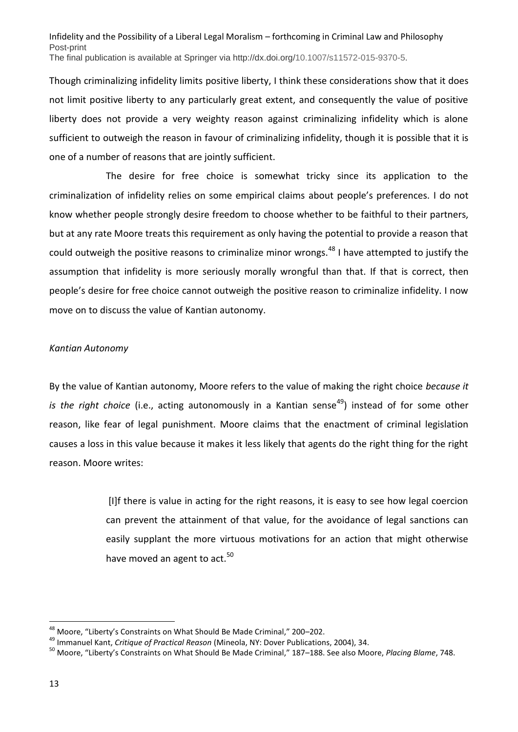Though criminalizing infidelity limits positive liberty, I think these considerations show that it does not limit positive liberty to any particularly great extent, and consequently the value of positive liberty does not provide a very weighty reason against criminalizing infidelity which is alone sufficient to outweigh the reason in favour of criminalizing infidelity, though it is possible that it is one of a number of reasons that are jointly sufficient.

The desire for free choice is somewhat tricky since its application to the criminalization of infidelity relies on some empirical claims about people's preferences. I do not know whether people strongly desire freedom to choose whether to be faithful to their partners, but at any rate Moore treats this requirement as only having the potential to provide a reason that could outweigh the positive reasons to criminalize minor wrongs.[48] I have attempted to justify the assumption that infidelity is more seriously morally wrongful than that. If that is correct, then people's desire for free choice cannot outweigh the positive reason to criminalize infidelity. I now move on to discuss the value of Kantian autonomy.

### *Kantian Autonomy*

By the value of Kantian autonomy, Moore refers to the value of making the right choice *because it is the right choice* (i.e., acting autonomously in a Kantian sense[49]) instead of for some other reason, like fear of legal punishment. Moore claims that the enactment of criminal legislation causes a loss in this value because it makes it less likely that agents do the right thing for the right reason. Moore writes:

> [I]f there is value in acting for the right reasons, it is easy to see how legal coercion can prevent the attainment of that value, for the avoidance of legal sanctions can easily supplant the more virtuous motivations for an action that might otherwise have moved an agent to act.[50]

---

[48] Moore, "Liberty's Constraints on What Should Be Made Criminal," 200–202.

[49] Immanuel Kant, *Critique of Practical Reason* (Mineola, NY: Dover Publications, 2004), 34.

[50] Moore, "Liberty's Constraints on What Should Be Made Criminal," 187–188. See also Moore, *Placing Blame*, 748.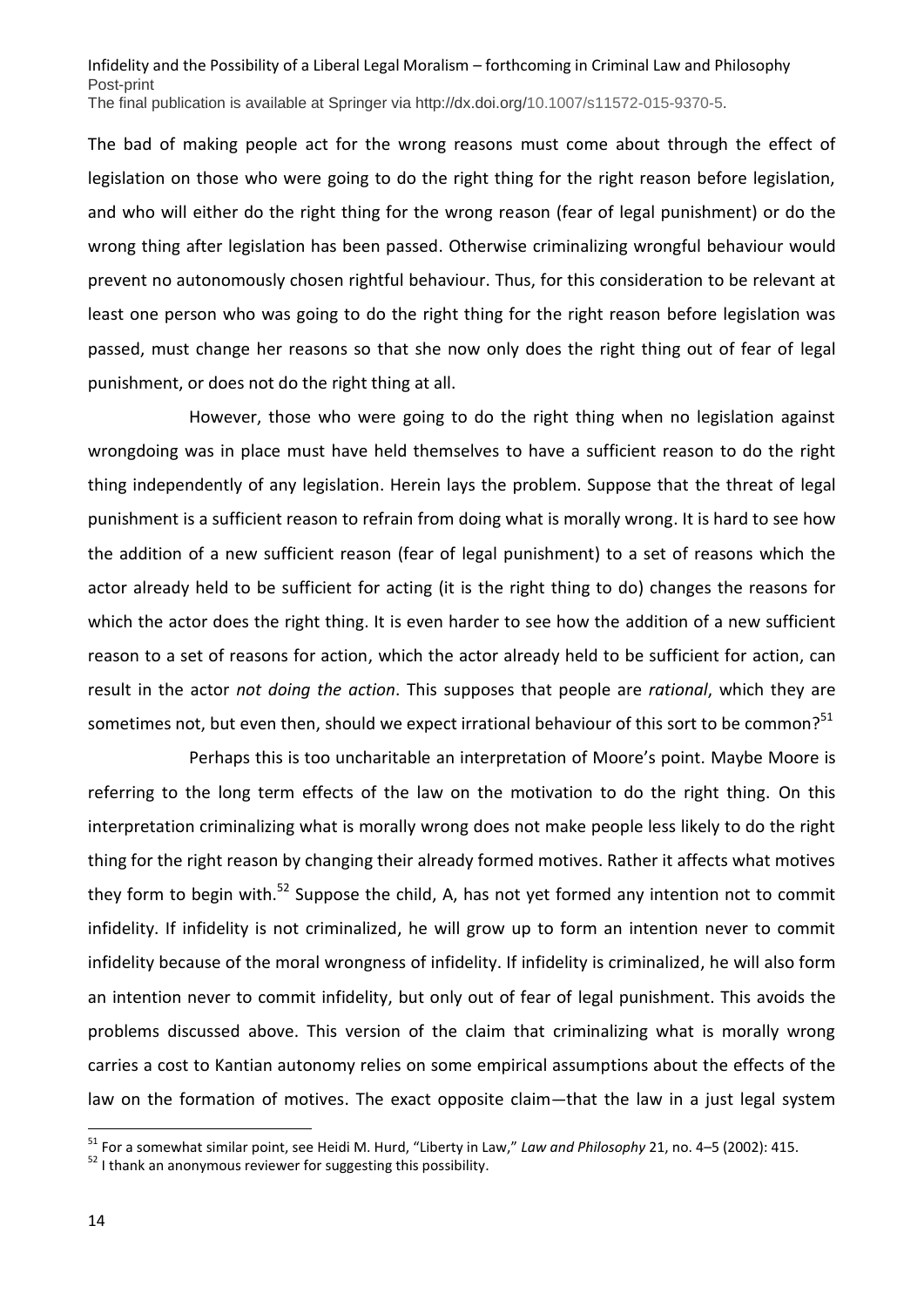The bad of making people act for the wrong reasons must come about through the effect of legislation on those who were going to do the right thing for the right reason before legislation, and who will either do the right thing for the wrong reason (fear of legal punishment) or do the wrong thing after legislation has been passed. Otherwise criminalizing wrongful behaviour would prevent no autonomously chosen rightful behaviour. Thus, for this consideration to be relevant at least one person who was going to do the right thing for the right reason before legislation was passed, must change her reasons so that she now only does the right thing out of fear of legal punishment, or does not do the right thing at all.

However, those who were going to do the right thing when no legislation against wrongdoing was in place must have held themselves to have a sufficient reason to do the right thing independently of any legislation. Herein lays the problem. Suppose that the threat of legal punishment is a sufficient reason to refrain from doing what is morally wrong. It is hard to see how the addition of a new sufficient reason (fear of legal punishment) to a set of reasons which the actor already held to be sufficient for acting (it is the right thing to do) changes the reasons for which the actor does the right thing. It is even harder to see how the addition of a new sufficient reason to a set of reasons for action, which the actor already held to be sufficient for action, can result in the actor *not doing the action*. This supposes that people are *rational*, which they are sometimes not, but even then, should we expect irrational behaviour of this sort to be common?[51]

Perhaps this is too uncharitable an interpretation of Moore's point. Maybe Moore is referring to the long term effects of the law on the motivation to do the right thing. On this interpretation criminalizing what is morally wrong does not make people less likely to do the right thing for the right reason by changing their already formed motives. Rather it affects what motives they form to begin with.[52] Suppose the child, A, has not yet formed any intention not to commit infidelity. If infidelity is not criminalized, he will grow up to form an intention never to commit infidelity because of the moral wrongness of infidelity. If infidelity is criminalized, he will also form an intention never to commit infidelity, but only out of fear of legal punishment. This avoids the problems discussed above. This version of the claim that criminalizing what is morally wrong carries a cost to Kantian autonomy relies on some empirical assumptions about the effects of the law on the formation of motives. The exact opposite claim—that the law in a just legal system

---

[51] For a somewhat similar point, see Heidi M. Hurd, "Liberty in Law," *Law and Philosophy* 21, no. 4–5 (2002): 415.

[52] I thank an anonymous reviewer for suggesting this possibility.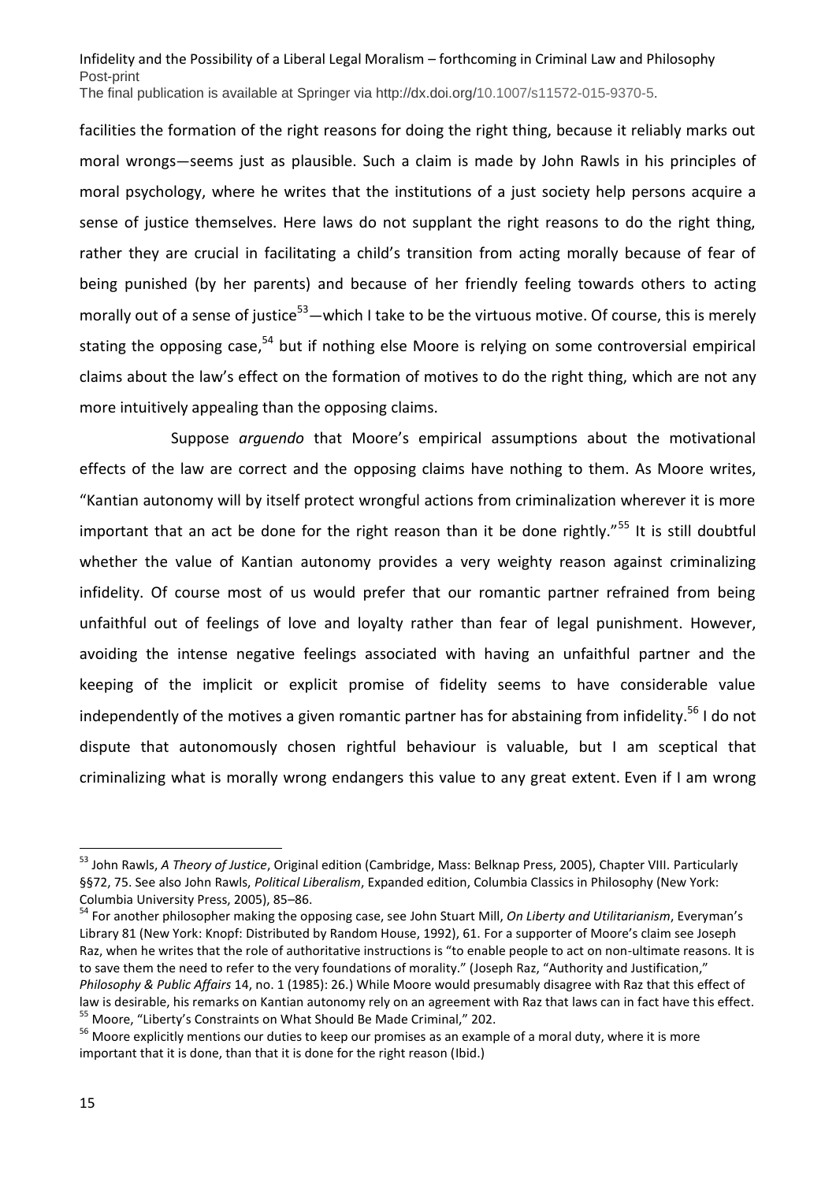facilities the formation of the right reasons for doing the right thing, because it reliably marks out moral wrongs—seems just as plausible. Such a claim is made by John Rawls in his principles of moral psychology, where he writes that the institutions of a just society help persons acquire a sense of justice themselves. Here laws do not supplant the right reasons to do the right thing, rather they are crucial in facilitating a child's transition from acting morally because of fear of being punished (by her parents) and because of her friendly feeling towards others to acting morally out of a sense of justice[53]—which I take to be the virtuous motive. Of course, this is merely stating the opposing case,[54] but if nothing else Moore is relying on some controversial empirical claims about the law's effect on the formation of motives to do the right thing, which are not any more intuitively appealing than the opposing claims.

Suppose *arguendo* that Moore's empirical assumptions about the motivational effects of the law are correct and the opposing claims have nothing to them. As Moore writes, "Kantian autonomy will by itself protect wrongful actions from criminalization wherever it is more important that an act be done for the right reason than it be done rightly."[55] It is still doubtful whether the value of Kantian autonomy provides a very weighty reason against criminalizing infidelity. Of course most of us would prefer that our romantic partner refrained from being unfaithful out of feelings of love and loyalty rather than fear of legal punishment. However, avoiding the intense negative feelings associated with having an unfaithful partner and the keeping of the implicit or explicit promise of fidelity seems to have considerable value independently of the motives a given romantic partner has for abstaining from infidelity.[56] I do not dispute that autonomously chosen rightful behaviour is valuable, but I am sceptical that criminalizing what is morally wrong endangers this value to any great extent. Even if I am wrong

---

[53] John Rawls, *A Theory of Justice*, Original edition (Cambridge, Mass: Belknap Press, 2005), Chapter VIII. Particularly §§72, 75. See also John Rawls, *Political Liberalism*, Expanded edition, Columbia Classics in Philosophy (New York: Columbia University Press, 2005), 85–86.

[54] For another philosopher making the opposing case, see John Stuart Mill, *On Liberty and Utilitarianism*, Everyman's Library 81 (New York: Knopf: Distributed by Random House, 1992), 61. For a supporter of Moore's claim see Joseph Raz, when he writes that the role of authoritative instructions is "to enable people to act on non-ultimate reasons. It is to save them the need to refer to the very foundations of morality." (Joseph Raz, "Authority and Justification," *Philosophy & Public Affairs* 14, no. 1 (1985): 26.) While Moore would presumably disagree with Raz that this effect of law is desirable, his remarks on Kantian autonomy rely on an agreement with Raz that laws can in fact have this effect.

[55] Moore, "Liberty's Constraints on What Should Be Made Criminal," 202.

[56] Moore explicitly mentions our duties to keep our promises as an example of a moral duty, where it is more important that it is done, than that it is done for the right reason (Ibid.)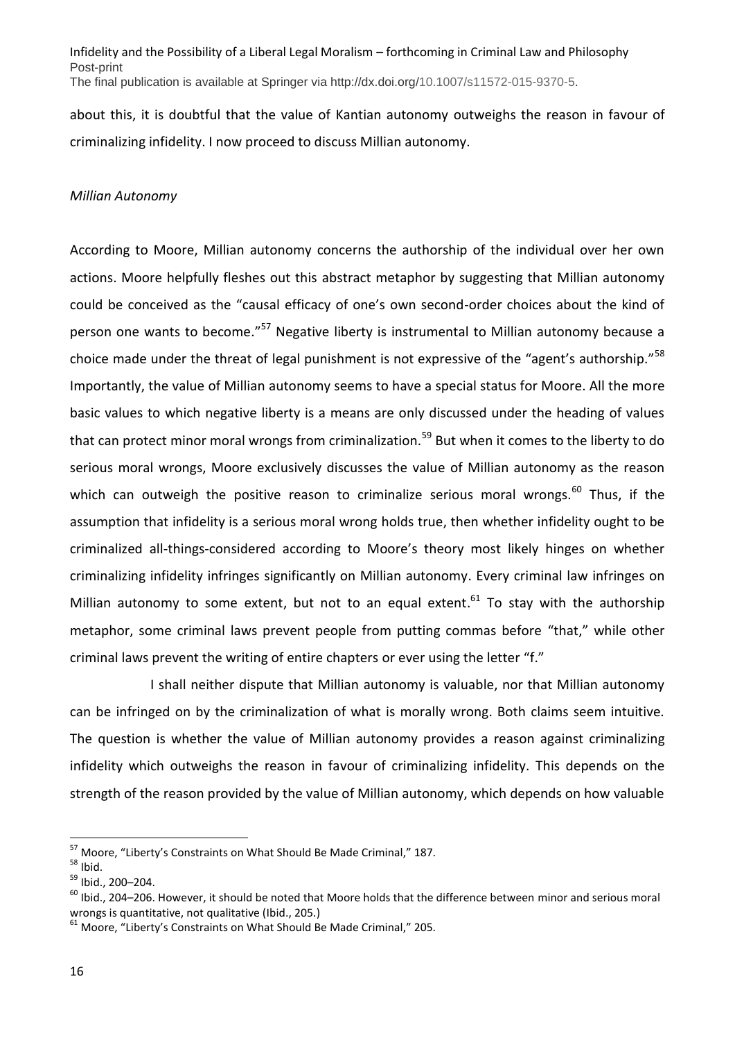about this, it is doubtful that the value of Kantian autonomy outweighs the reason in favour of criminalizing infidelity. I now proceed to discuss Millian autonomy.

### *Millian Autonomy*

According to Moore, Millian autonomy concerns the authorship of the individual over her own actions. Moore helpfully fleshes out this abstract metaphor by suggesting that Millian autonomy could be conceived as the "causal efficacy of one's own second-order choices about the kind of person one wants to become."[57] Negative liberty is instrumental to Millian autonomy because a choice made under the threat of legal punishment is not expressive of the "agent's authorship."[58] Importantly, the value of Millian autonomy seems to have a special status for Moore. All the more basic values to which negative liberty is a means are only discussed under the heading of values that can protect minor moral wrongs from criminalization.[59] But when it comes to the liberty to do serious moral wrongs, Moore exclusively discusses the value of Millian autonomy as the reason which can outweigh the positive reason to criminalize serious moral wrongs.[60] Thus, if the assumption that infidelity is a serious moral wrong holds true, then whether infidelity ought to be criminalized all-things-considered according to Moore's theory most likely hinges on whether criminalizing infidelity infringes significantly on Millian autonomy. Every criminal law infringes on Millian autonomy to some extent, but not to an equal extent.[61] To stay with the authorship metaphor, some criminal laws prevent people from putting commas before "that," while other criminal laws prevent the writing of entire chapters or ever using the letter "f."

I shall neither dispute that Millian autonomy is valuable, nor that Millian autonomy can be infringed on by the criminalization of what is morally wrong. Both claims seem intuitive. The question is whether the value of Millian autonomy provides a reason against criminalizing infidelity which outweighs the reason in favour of criminalizing infidelity. This depends on the strength of the reason provided by the value of Millian autonomy, which depends on how valuable

---

[57] Moore, "Liberty's Constraints on What Should Be Made Criminal," 187.

[58] Ibid.

[59] Ibid., 200–204.

[60] Ibid., 204–206. However, it should be noted that Moore holds that the difference between minor and serious moral wrongs is quantitative, not qualitative (Ibid., 205.)

[61] Moore, "Liberty's Constraints on What Should Be Made Criminal," 205.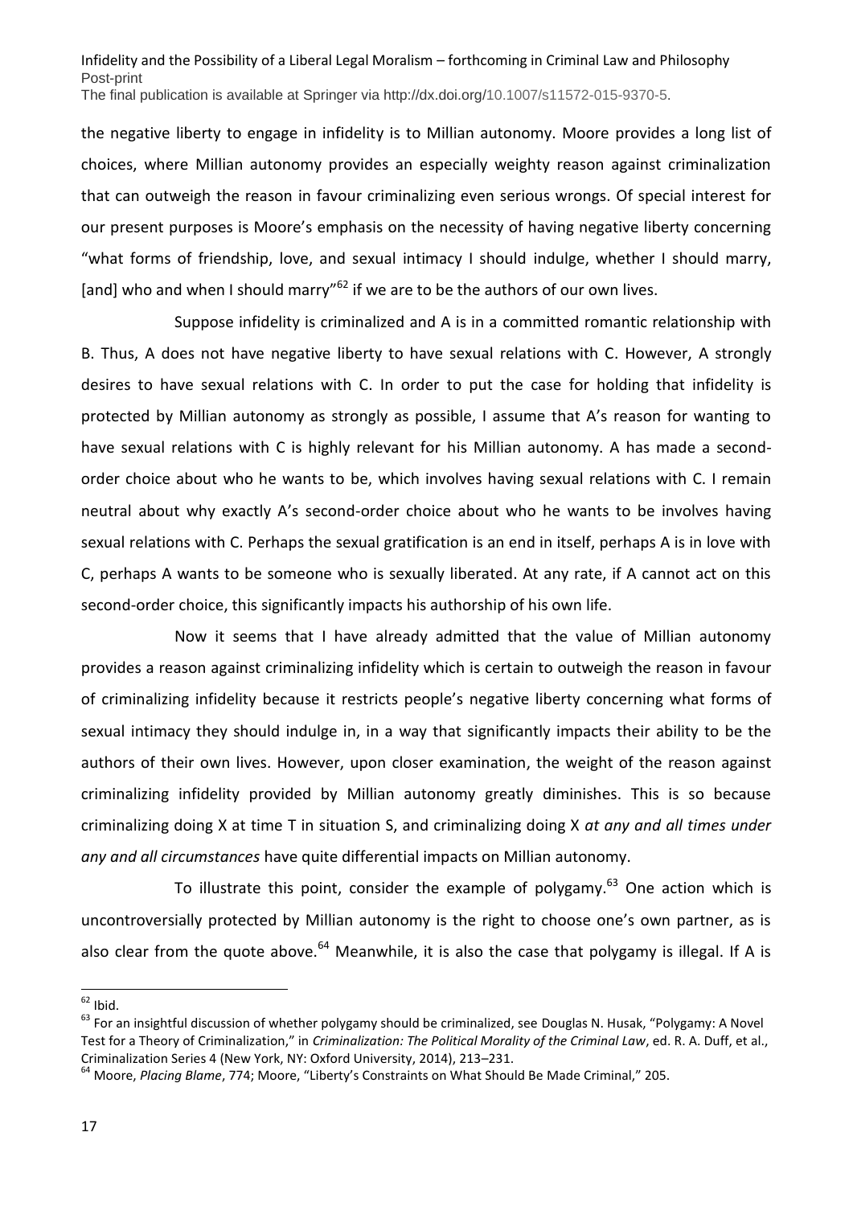the negative liberty to engage in infidelity is to Millian autonomy. Moore provides a long list of choices, where Millian autonomy provides an especially weighty reason against criminalization that can outweigh the reason in favour criminalizing even serious wrongs. Of special interest for our present purposes is Moore's emphasis on the necessity of having negative liberty concerning "what forms of friendship, love, and sexual intimacy I should indulge, whether I should marry, [and] who and when I should marry"[62] if we are to be the authors of our own lives.

Suppose infidelity is criminalized and A is in a committed romantic relationship with B. Thus, A does not have negative liberty to have sexual relations with C. However, A strongly desires to have sexual relations with C. In order to put the case for holding that infidelity is protected by Millian autonomy as strongly as possible, I assume that A's reason for wanting to have sexual relations with C is highly relevant for his Millian autonomy. A has made a second-order choice about who he wants to be, which involves having sexual relations with C. I remain neutral about why exactly A's second-order choice about who he wants to be involves having sexual relations with C. Perhaps the sexual gratification is an end in itself, perhaps A is in love with C, perhaps A wants to be someone who is sexually liberated. At any rate, if A cannot act on this second-order choice, this significantly impacts his authorship of his own life.

Now it seems that I have already admitted that the value of Millian autonomy provides a reason against criminalizing infidelity which is certain to outweigh the reason in favour of criminalizing infidelity because it restricts people's negative liberty concerning what forms of sexual intimacy they should indulge in, in a way that significantly impacts their ability to be the authors of their own lives. However, upon closer examination, the weight of the reason against criminalizing infidelity provided by Millian autonomy greatly diminishes. This is so because criminalizing doing X at time T in situation S, and criminalizing doing X *at any and all times under any and all circumstances* have quite differential impacts on Millian autonomy.

To illustrate this point, consider the example of polygamy.[63] One action which is uncontroversially protected by Millian autonomy is the right to choose one's own partner, as is also clear from the quote above.[64] Meanwhile, it is also the case that polygamy is illegal. If A is

---

[62] Ibid.

[63] For an insightful discussion of whether polygamy should be criminalized, see Douglas N. Husak, "Polygamy: A Novel Test for a Theory of Criminalization," in *Criminalization: The Political Morality of the Criminal Law*, ed. R. A. Duff, et al., Criminalization Series 4 (New York, NY: Oxford University, 2014), 213–231.

[64] Moore, *Placing Blame*, 774; Moore, "Liberty's Constraints on What Should Be Made Criminal," 205.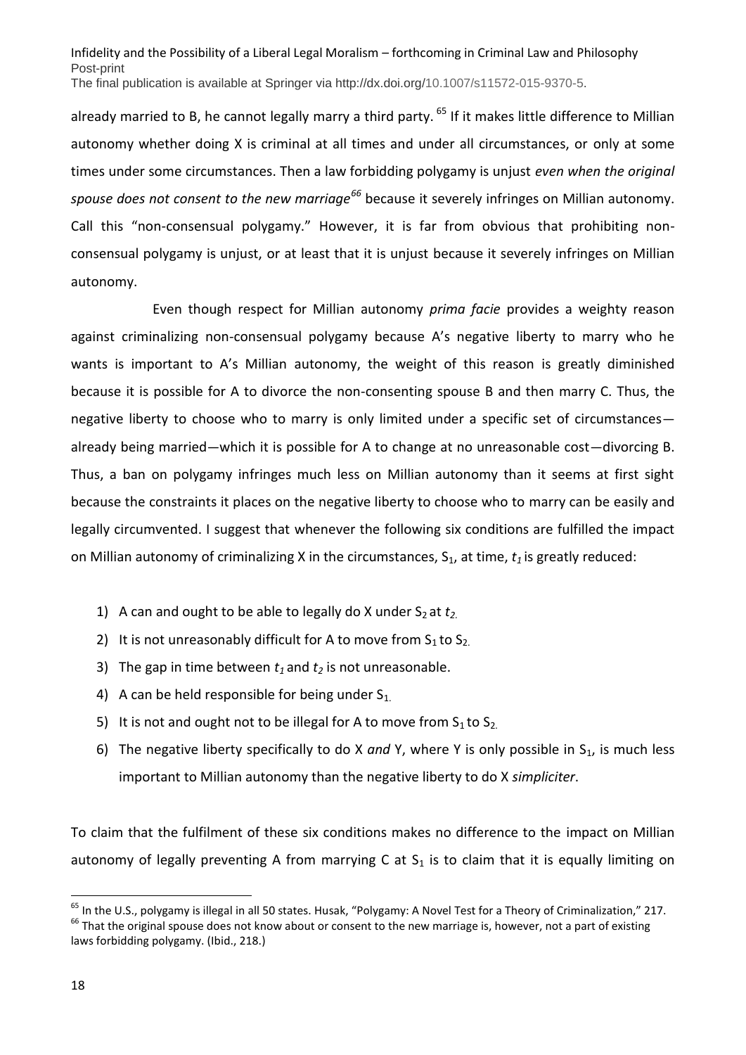already married to B, he cannot legally marry a third party.[65] If it makes little difference to Millian autonomy whether doing X is criminal at all times and under all circumstances, or only at some times under some circumstances. Then a law forbidding polygamy is unjust *even when the original spouse does not consent to the new marriage*[66] because it severely infringes on Millian autonomy. Call this "non-consensual polygamy." However, it is far from obvious that prohibiting non-consensual polygamy is unjust, or at least that it is unjust because it severely infringes on Millian autonomy.

Even though respect for Millian autonomy *prima facie* provides a weighty reason against criminalizing non-consensual polygamy because A's negative liberty to marry who he wants is important to A's Millian autonomy, the weight of this reason is greatly diminished because it is possible for A to divorce the non-consenting spouse B and then marry C. Thus, the negative liberty to choose who to marry is only limited under a specific set of circumstances—already being married—which it is possible for A to change at no unreasonable cost—divorcing B. Thus, a ban on polygamy infringes much less on Millian autonomy than it seems at first sight because the constraints it places on the negative liberty to choose who to marry can be easily and legally circumvented. I suggest that whenever the following six conditions are fulfilled the impact on Millian autonomy of criminalizing X in the circumstances, $S_1$, at time, $t_1$ is greatly reduced:

1) A can and ought to be able to legally do X under $S_2$ at $t_2$.
2) It is not unreasonably difficult for A to move from $S_1$ to $S_2$.
3) The gap in time between $t_1$ and $t_2$ is not unreasonable.
4) A can be held responsible for being under $S_1$.
5) It is not and ought not to be illegal for A to move from $S_1$ to $S_2$.
6) The negative liberty specifically to do X *and* Y, where Y is only possible in $S_1$, is much less important to Millian autonomy than the negative liberty to do X *simpliciter*.

To claim that the fulfilment of these six conditions makes no difference to the impact on Millian autonomy of legally preventing A from marrying C at $S_1$ is to claim that it is equally limiting on

---

[65] In the U.S., polygamy is illegal in all 50 states. Husak, "Polygamy: A Novel Test for a Theory of Criminalization," 217.

[66] That the original spouse does not know about or consent to the new marriage is, however, not a part of existing laws forbidding polygamy. (Ibid., 218.)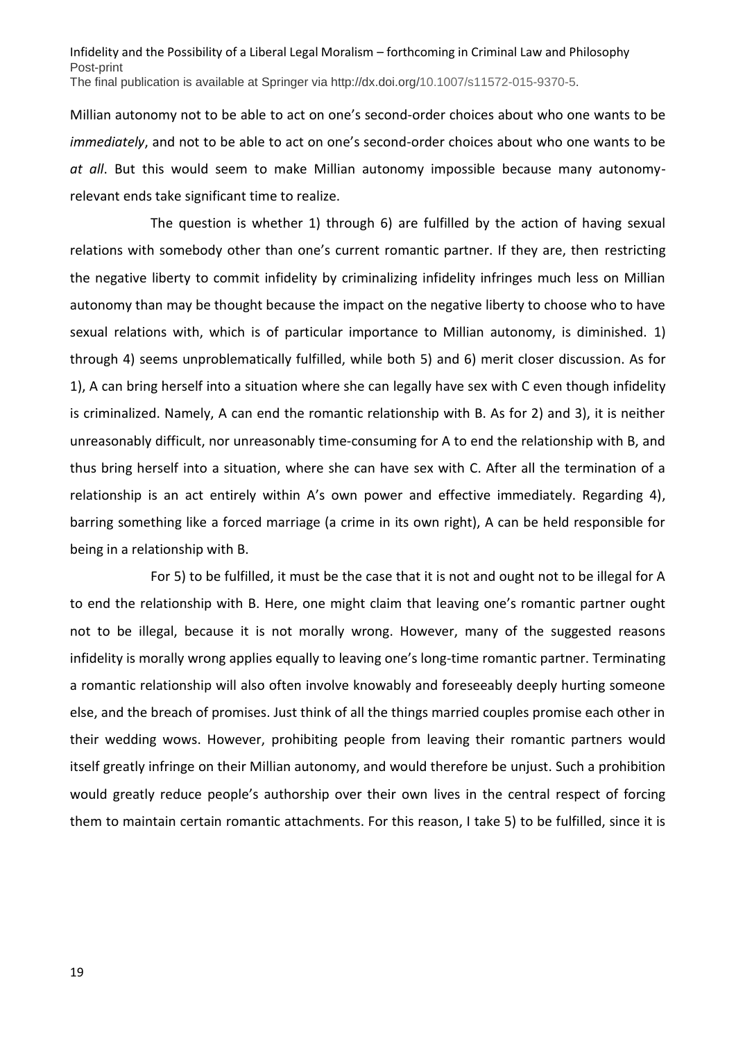Millian autonomy not to be able to act on one's second-order choices about who one wants to be *immediately*, and not to be able to act on one's second-order choices about who one wants to be *at all*. But this would seem to make Millian autonomy impossible because many autonomy-relevant ends take significant time to realize.

The question is whether 1) through 6) are fulfilled by the action of having sexual relations with somebody other than one's current romantic partner. If they are, then restricting the negative liberty to commit infidelity by criminalizing infidelity infringes much less on Millian autonomy than may be thought because the impact on the negative liberty to choose who to have sexual relations with, which is of particular importance to Millian autonomy, is diminished. 1) through 4) seems unproblematically fulfilled, while both 5) and 6) merit closer discussion. As for 1), A can bring herself into a situation where she can legally have sex with C even though infidelity is criminalized. Namely, A can end the romantic relationship with B. As for 2) and 3), it is neither unreasonably difficult, nor unreasonably time-consuming for A to end the relationship with B, and thus bring herself into a situation, where she can have sex with C. After all the termination of a relationship is an act entirely within A's own power and effective immediately. Regarding 4), barring something like a forced marriage (a crime in its own right), A can be held responsible for being in a relationship with B.

For 5) to be fulfilled, it must be the case that it is not and ought not to be illegal for A to end the relationship with B. Here, one might claim that leaving one's romantic partner ought not to be illegal, because it is not morally wrong. However, many of the suggested reasons infidelity is morally wrong applies equally to leaving one's long-time romantic partner. Terminating a romantic relationship will also often involve knowably and foreseeably deeply hurting someone else, and the breach of promises. Just think of all the things married couples promise each other in their wedding wows. However, prohibiting people from leaving their romantic partners would itself greatly infringe on their Millian autonomy, and would therefore be unjust. Such a prohibition would greatly reduce people's authorship over their own lives in the central respect of forcing them to maintain certain romantic attachments. For this reason, I take 5) to be fulfilled, since it is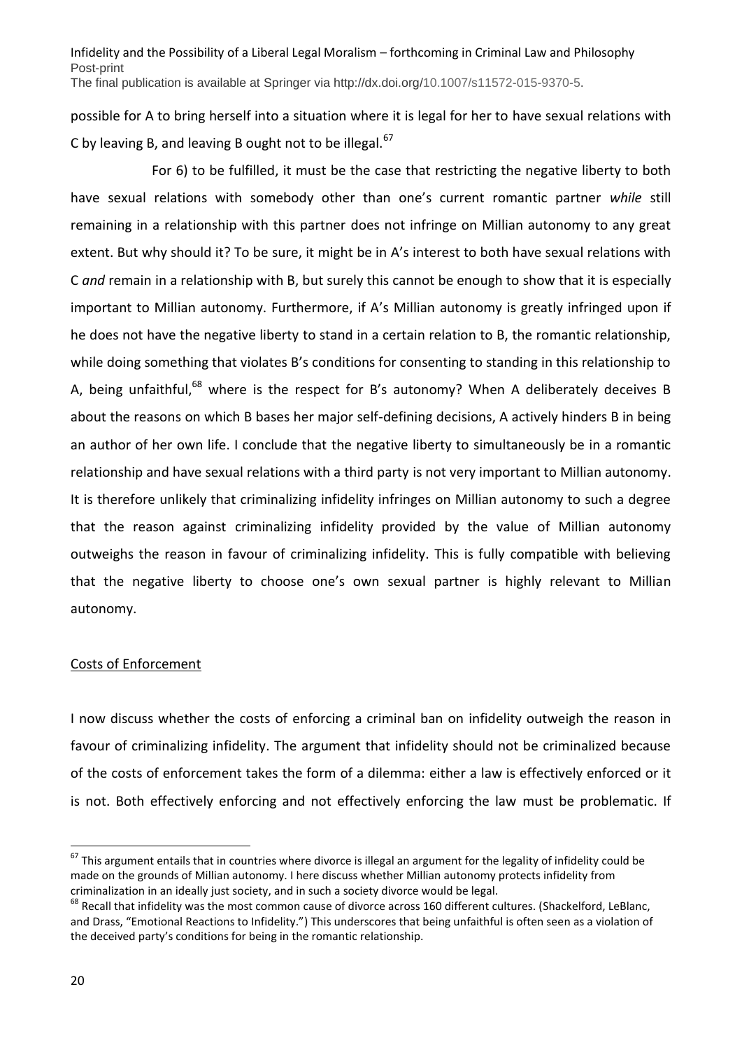possible for A to bring herself into a situation where it is legal for her to have sexual relations with C by leaving B, and leaving B ought not to be illegal.[67]

For 6) to be fulfilled, it must be the case that restricting the negative liberty to both have sexual relations with somebody other than one's current romantic partner *while* still remaining in a relationship with this partner does not infringe on Millian autonomy to any great extent. But why should it? To be sure, it might be in A's interest to both have sexual relations with C *and* remain in a relationship with B, but surely this cannot be enough to show that it is especially important to Millian autonomy. Furthermore, if A's Millian autonomy is greatly infringed upon if he does not have the negative liberty to stand in a certain relation to B, the romantic relationship, while doing something that violates B's conditions for consenting to standing in this relationship to A, being unfaithful,[68] where is the respect for B's autonomy? When A deliberately deceives B about the reasons on which B bases her major self-defining decisions, A actively hinders B in being an author of her own life. I conclude that the negative liberty to simultaneously be in a romantic relationship and have sexual relations with a third party is not very important to Millian autonomy. It is therefore unlikely that criminalizing infidelity infringes on Millian autonomy to such a degree that the reason against criminalizing infidelity provided by the value of Millian autonomy outweighs the reason in favour of criminalizing infidelity. This is fully compatible with believing that the negative liberty to choose one's own sexual partner is highly relevant to Millian autonomy.

## Costs of Enforcement

I now discuss whether the costs of enforcing a criminal ban on infidelity outweigh the reason in favour of criminalizing infidelity. The argument that infidelity should not be criminalized because of the costs of enforcement takes the form of a dilemma: either a law is effectively enforced or it is not. Both effectively enforcing and not effectively enforcing the law must be problematic. If

[67] This argument entails that in countries where divorce is illegal an argument for the legality of infidelity could be made on the grounds of Millian autonomy. I here discuss whether Millian autonomy protects infidelity from criminalization in an ideally just society, and in such a society divorce would be legal.

[68] Recall that infidelity was the most common cause of divorce across 160 different cultures. (Shackelford, LeBlanc, and Drass, "Emotional Reactions to Infidelity.") This underscores that being unfaithful is often seen as a violation of the deceived party's conditions for being in the romantic relationship.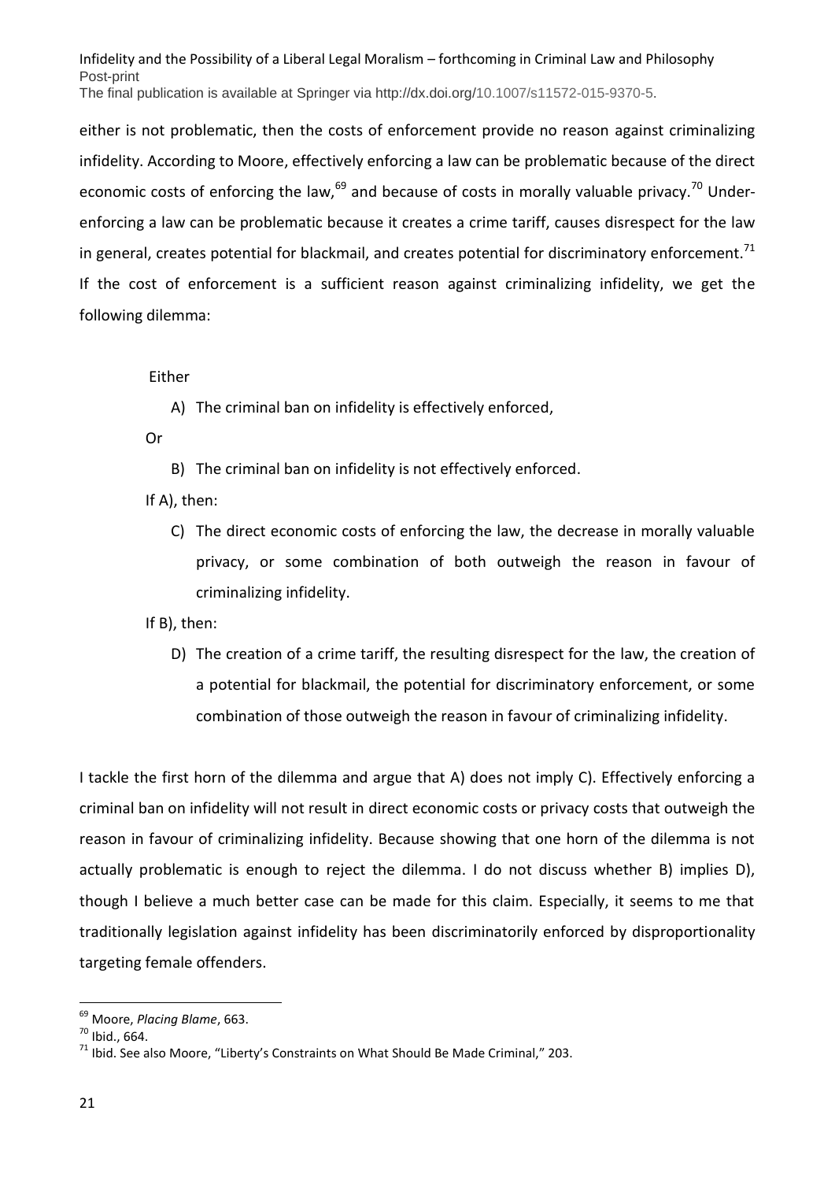either is not problematic, then the costs of enforcement provide no reason against criminalizing infidelity. According to Moore, effectively enforcing a law can be problematic because of the direct economic costs of enforcing the law,[69] and because of costs in morally valuable privacy.[70] Under-enforcing a law can be problematic because it creates a crime tariff, causes disrespect for the law in general, creates potential for blackmail, and creates potential for discriminatory enforcement.[71] If the cost of enforcement is a sufficient reason against criminalizing infidelity, we get the following dilemma:

Either

A) The criminal ban on infidelity is effectively enforced,

Or

B) The criminal ban on infidelity is not effectively enforced.

If A), then:

C) The direct economic costs of enforcing the law, the decrease in morally valuable privacy, or some combination of both outweigh the reason in favour of criminalizing infidelity.

If B), then:

D) The creation of a crime tariff, the resulting disrespect for the law, the creation of a potential for blackmail, the potential for discriminatory enforcement, or some combination of those outweigh the reason in favour of criminalizing infidelity.

I tackle the first horn of the dilemma and argue that A) does not imply C). Effectively enforcing a criminal ban on infidelity will not result in direct economic costs or privacy costs that outweigh the reason in favour of criminalizing infidelity. Because showing that one horn of the dilemma is not actually problematic is enough to reject the dilemma. I do not discuss whether B) implies D), though I believe a much better case can be made for this claim. Especially, it seems to me that traditionally legislation against infidelity has been discriminatorily enforced by disproportionality targeting female offenders.

[69] Moore, *Placing Blame*, 663.

[70] Ibid., 664.

[71] Ibid. See also Moore, "Liberty's Constraints on What Should Be Made Criminal," 203.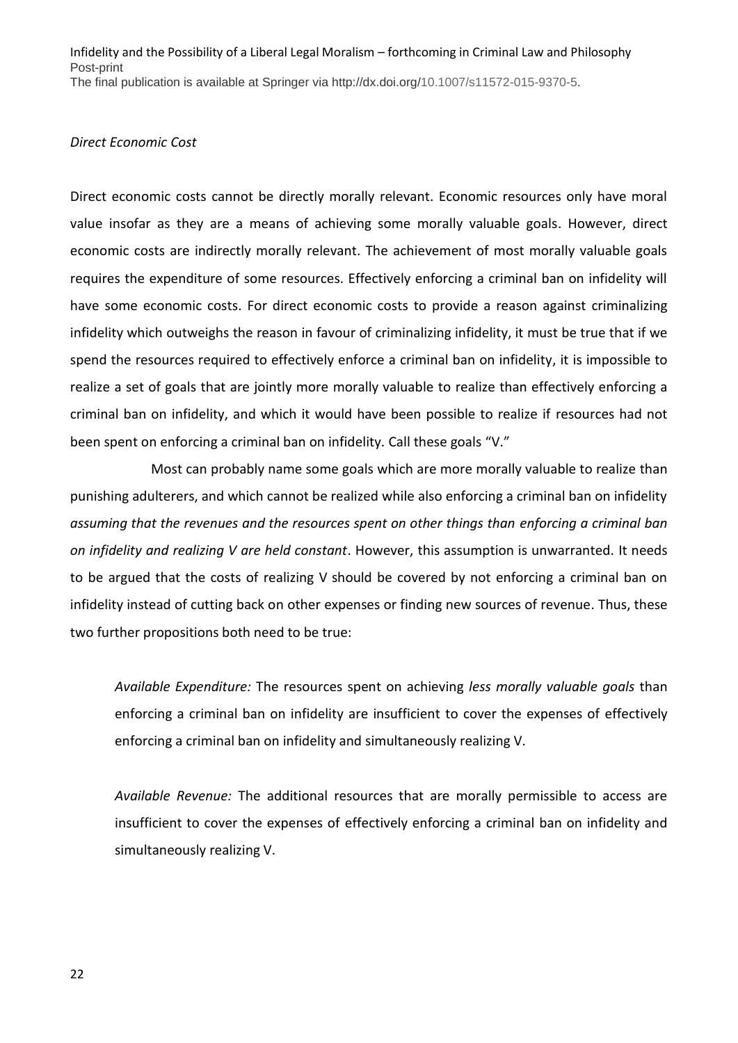*Direct Economic Cost*

Direct economic costs cannot be directly morally relevant. Economic resources only have moral value insofar as they are a means of achieving some morally valuable goals. However, direct economic costs are indirectly morally relevant. The achievement of most morally valuable goals requires the expenditure of some resources. Effectively enforcing a criminal ban on infidelity will have some economic costs. For direct economic costs to provide a reason against criminalizing infidelity which outweighs the reason in favour of criminalizing infidelity, it must be true that if we spend the resources required to effectively enforce a criminal ban on infidelity, it is impossible to realize a set of goals that are jointly more morally valuable to realize than effectively enforcing a criminal ban on infidelity, and which it would have been possible to realize if resources had not been spent on enforcing a criminal ban on infidelity. Call these goals "V."

Most can probably name some goals which are more morally valuable to realize than punishing adulterers, and which cannot be realized while also enforcing a criminal ban on infidelity *assuming that the revenues and the resources spent on other things than enforcing a criminal ban on infidelity and realizing V are held constant*. However, this assumption is unwarranted. It needs to be argued that the costs of realizing V should be covered by not enforcing a criminal ban on infidelity instead of cutting back on other expenses or finding new sources of revenue. Thus, these two further propositions both need to be true:

> *Available Expenditure:* The resources spent on achieving *less morally valuable goals* than enforcing a criminal ban on infidelity are insufficient to cover the expenses of effectively enforcing a criminal ban on infidelity and simultaneously realizing V.

> *Available Revenue:* The additional resources that are morally permissible to access are insufficient to cover the expenses of effectively enforcing a criminal ban on infidelity and simultaneously realizing V.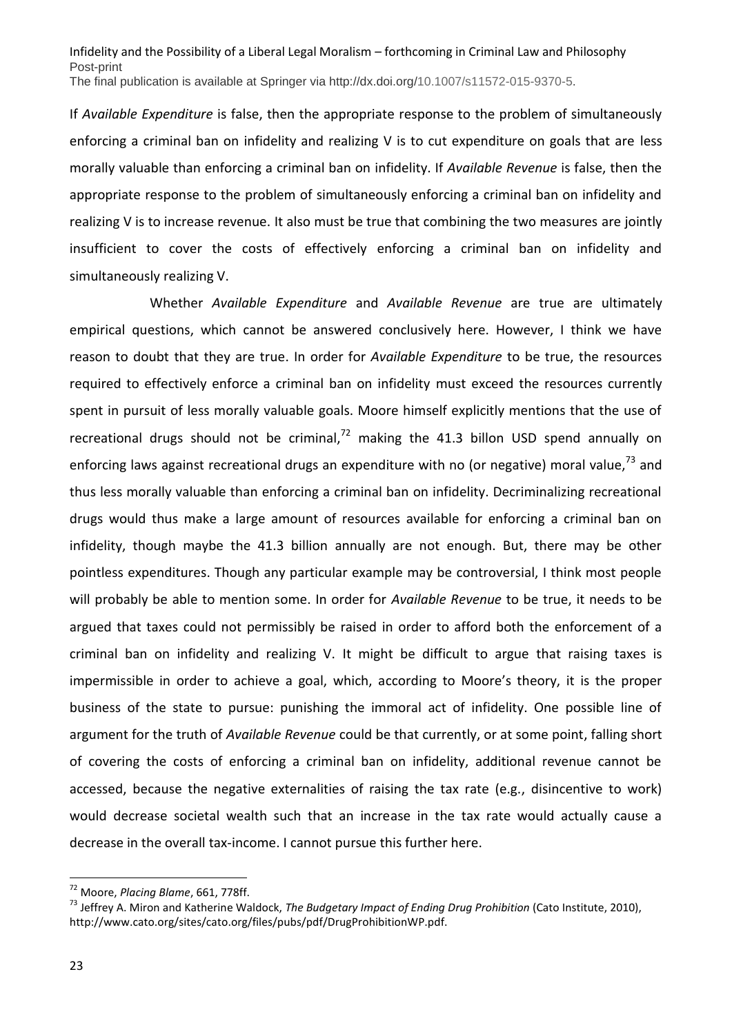If *Available Expenditure* is false, then the appropriate response to the problem of simultaneously enforcing a criminal ban on infidelity and realizing V is to cut expenditure on goals that are less morally valuable than enforcing a criminal ban on infidelity. If *Available Revenue* is false, then the appropriate response to the problem of simultaneously enforcing a criminal ban on infidelity and realizing V is to increase revenue. It also must be true that combining the two measures are jointly insufficient to cover the costs of effectively enforcing a criminal ban on infidelity and simultaneously realizing V.

Whether *Available Expenditure* and *Available Revenue* are true are ultimately empirical questions, which cannot be answered conclusively here. However, I think we have reason to doubt that they are true. In order for *Available Expenditure* to be true, the resources required to effectively enforce a criminal ban on infidelity must exceed the resources currently spent in pursuit of less morally valuable goals. Moore himself explicitly mentions that the use of recreational drugs should not be criminal,[72] making the 41.3 billon USD spend annually on enforcing laws against recreational drugs an expenditure with no (or negative) moral value,[73] and thus less morally valuable than enforcing a criminal ban on infidelity. Decriminalizing recreational drugs would thus make a large amount of resources available for enforcing a criminal ban on infidelity, though maybe the 41.3 billion annually are not enough. But, there may be other pointless expenditures. Though any particular example may be controversial, I think most people will probably be able to mention some. In order for *Available Revenue* to be true, it needs to be argued that taxes could not permissibly be raised in order to afford both the enforcement of a criminal ban on infidelity and realizing V. It might be difficult to argue that raising taxes is impermissible in order to achieve a goal, which, according to Moore's theory, it is the proper business of the state to pursue: punishing the immoral act of infidelity. One possible line of argument for the truth of *Available Revenue* could be that currently, or at some point, falling short of covering the costs of enforcing a criminal ban on infidelity, additional revenue cannot be accessed, because the negative externalities of raising the tax rate (e.g., disincentive to work) would decrease societal wealth such that an increase in the tax rate would actually cause a decrease in the overall tax-income. I cannot pursue this further here.

[72] Moore, *Placing Blame*, 661, 778ff.

[73] Jeffrey A. Miron and Katherine Waldock, *The Budgetary Impact of Ending Drug Prohibition* (Cato Institute, 2010), http://www.cato.org/sites/cato.org/files/pubs/pdf/DrugProhibitionWP.pdf.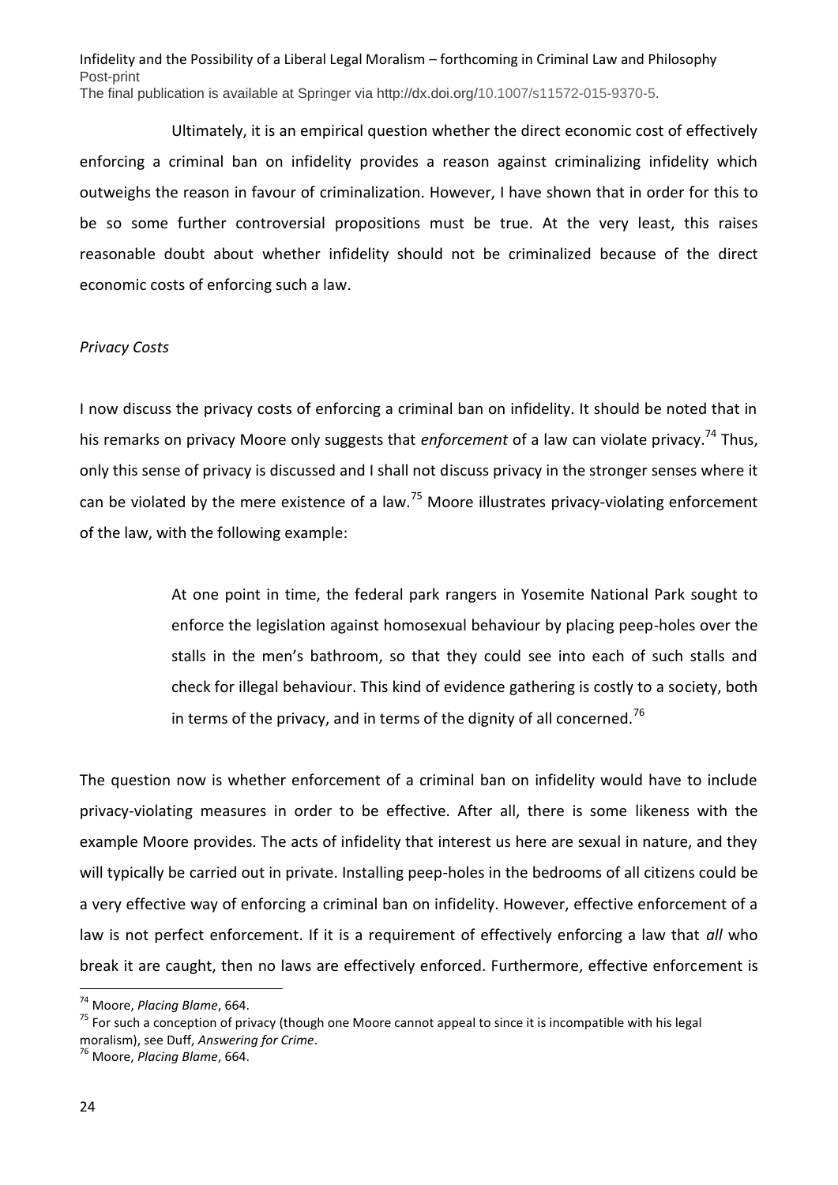Ultimately, it is an empirical question whether the direct economic cost of effectively enforcing a criminal ban on infidelity provides a reason against criminalizing infidelity which outweighs the reason in favour of criminalization. However, I have shown that in order for this to be so some further controversial propositions must be true. At the very least, this raises reasonable doubt about whether infidelity should not be criminalized because of the direct economic costs of enforcing such a law.

*Privacy Costs*

I now discuss the privacy costs of enforcing a criminal ban on infidelity. It should be noted that in his remarks on privacy Moore only suggests that *enforcement* of a law can violate privacy.[74] Thus, only this sense of privacy is discussed and I shall not discuss privacy in the stronger senses where it can be violated by the mere existence of a law.[75] Moore illustrates privacy-violating enforcement of the law, with the following example:

> At one point in time, the federal park rangers in Yosemite National Park sought to enforce the legislation against homosexual behaviour by placing peep-holes over the stalls in the men's bathroom, so that they could see into each of such stalls and check for illegal behaviour. This kind of evidence gathering is costly to a society, both in terms of the privacy, and in terms of the dignity of all concerned.[76]

The question now is whether enforcement of a criminal ban on infidelity would have to include privacy-violating measures in order to be effective. After all, there is some likeness with the example Moore provides. The acts of infidelity that interest us here are sexual in nature, and they will typically be carried out in private. Installing peep-holes in the bedrooms of all citizens could be a very effective way of enforcing a criminal ban on infidelity. However, effective enforcement of a law is not perfect enforcement. If it is a requirement of effectively enforcing a law that *all* who break it are caught, then no laws are effectively enforced. Furthermore, effective enforcement is

---

[74] Moore, *Placing Blame*, 664.

[75] For such a conception of privacy (though one Moore cannot appeal to since it is incompatible with his legal moralism), see Duff, *Answering for Crime*.

[76] Moore, *Placing Blame*, 664.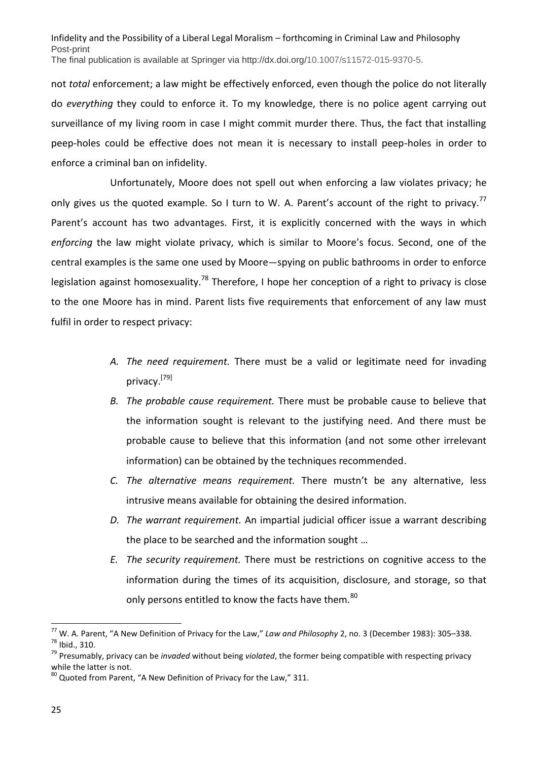not *total* enforcement; a law might be effectively enforced, even though the police do not literally do *everything* they could to enforce it. To my knowledge, there is no police agent carrying out surveillance of my living room in case I might commit murder there. Thus, the fact that installing peep-holes could be effective does not mean it is necessary to install peep-holes in order to enforce a criminal ban on infidelity.

Unfortunately, Moore does not spell out when enforcing a law violates privacy; he only gives us the quoted example. So I turn to W. A. Parent's account of the right to privacy.[77] Parent's account has two advantages. First, it is explicitly concerned with the ways in which *enforcing* the law might violate privacy, which is similar to Moore's focus. Second, one of the central examples is the same one used by Moore—spying on public bathrooms in order to enforce legislation against homosexuality.[78] Therefore, I hope her conception of a right to privacy is close to the one Moore has in mind. Parent lists five requirements that enforcement of any law must fulfil in order to respect privacy:

> A. *The need requirement.* There must be a valid or legitimate need for invading privacy.[79]
>
> B. *The probable cause requirement.* There must be probable cause to believe that the information sought is relevant to the justifying need. And there must be probable cause to believe that this information (and not some other irrelevant information) can be obtained by the techniques recommended.
>
> C. *The alternative means requirement.* There mustn't be any alternative, less intrusive means available for obtaining the desired information.
>
> D. *The warrant requirement.* An impartial judicial officer issue a warrant describing the place to be searched and the information sought …
>
> E. *The security requirement.* There must be restrictions on cognitive access to the information during the times of its acquisition, disclosure, and storage, so that only persons entitled to know the facts have them.[80]

---

[77] W. A. Parent, "A New Definition of Privacy for the Law," *Law and Philosophy* 2, no. 3 (December 1983): 305–338.

[78] Ibid., 310.

[79] Presumably, privacy can be *invaded* without being *violated*, the former being compatible with respecting privacy while the latter is not.

[80] Quoted from Parent, "A New Definition of Privacy for the Law," 311.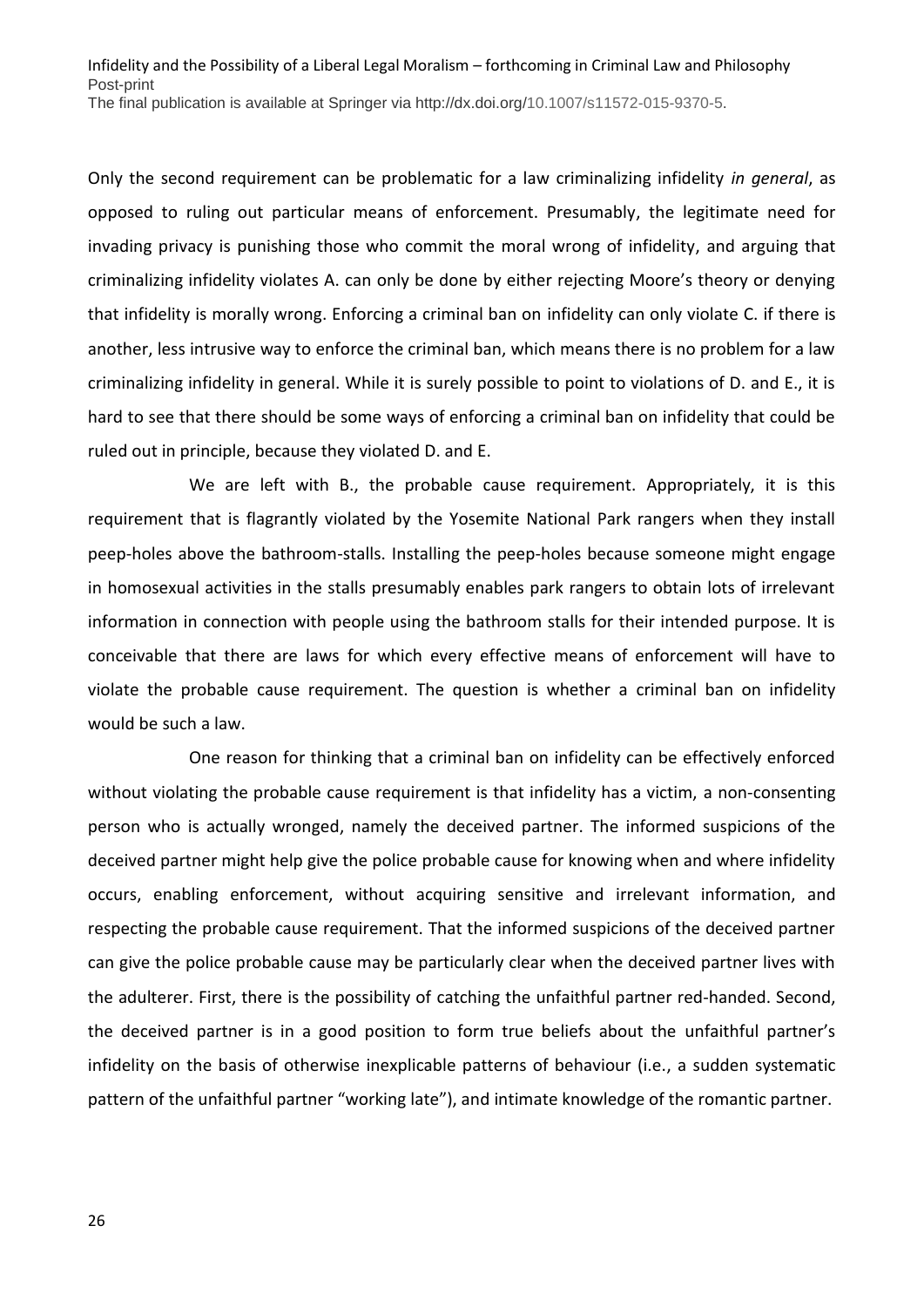Only the second requirement can be problematic for a law criminalizing infidelity *in general*, as opposed to ruling out particular means of enforcement. Presumably, the legitimate need for invading privacy is punishing those who commit the moral wrong of infidelity, and arguing that criminalizing infidelity violates A. can only be done by either rejecting Moore's theory or denying that infidelity is morally wrong. Enforcing a criminal ban on infidelity can only violate C. if there is another, less intrusive way to enforce the criminal ban, which means there is no problem for a law criminalizing infidelity in general. While it is surely possible to point to violations of D. and E., it is hard to see that there should be some ways of enforcing a criminal ban on infidelity that could be ruled out in principle, because they violated D. and E.

We are left with B., the probable cause requirement. Appropriately, it is this requirement that is flagrantly violated by the Yosemite National Park rangers when they install peep-holes above the bathroom-stalls. Installing the peep-holes because someone might engage in homosexual activities in the stalls presumably enables park rangers to obtain lots of irrelevant information in connection with people using the bathroom stalls for their intended purpose. It is conceivable that there are laws for which every effective means of enforcement will have to violate the probable cause requirement. The question is whether a criminal ban on infidelity would be such a law.

One reason for thinking that a criminal ban on infidelity can be effectively enforced without violating the probable cause requirement is that infidelity has a victim, a non-consenting person who is actually wronged, namely the deceived partner. The informed suspicions of the deceived partner might help give the police probable cause for knowing when and where infidelity occurs, enabling enforcement, without acquiring sensitive and irrelevant information, and respecting the probable cause requirement. That the informed suspicions of the deceived partner can give the police probable cause may be particularly clear when the deceived partner lives with the adulterer. First, there is the possibility of catching the unfaithful partner red-handed. Second, the deceived partner is in a good position to form true beliefs about the unfaithful partner's infidelity on the basis of otherwise inexplicable patterns of behaviour (i.e., a sudden systematic pattern of the unfaithful partner "working late"), and intimate knowledge of the romantic partner.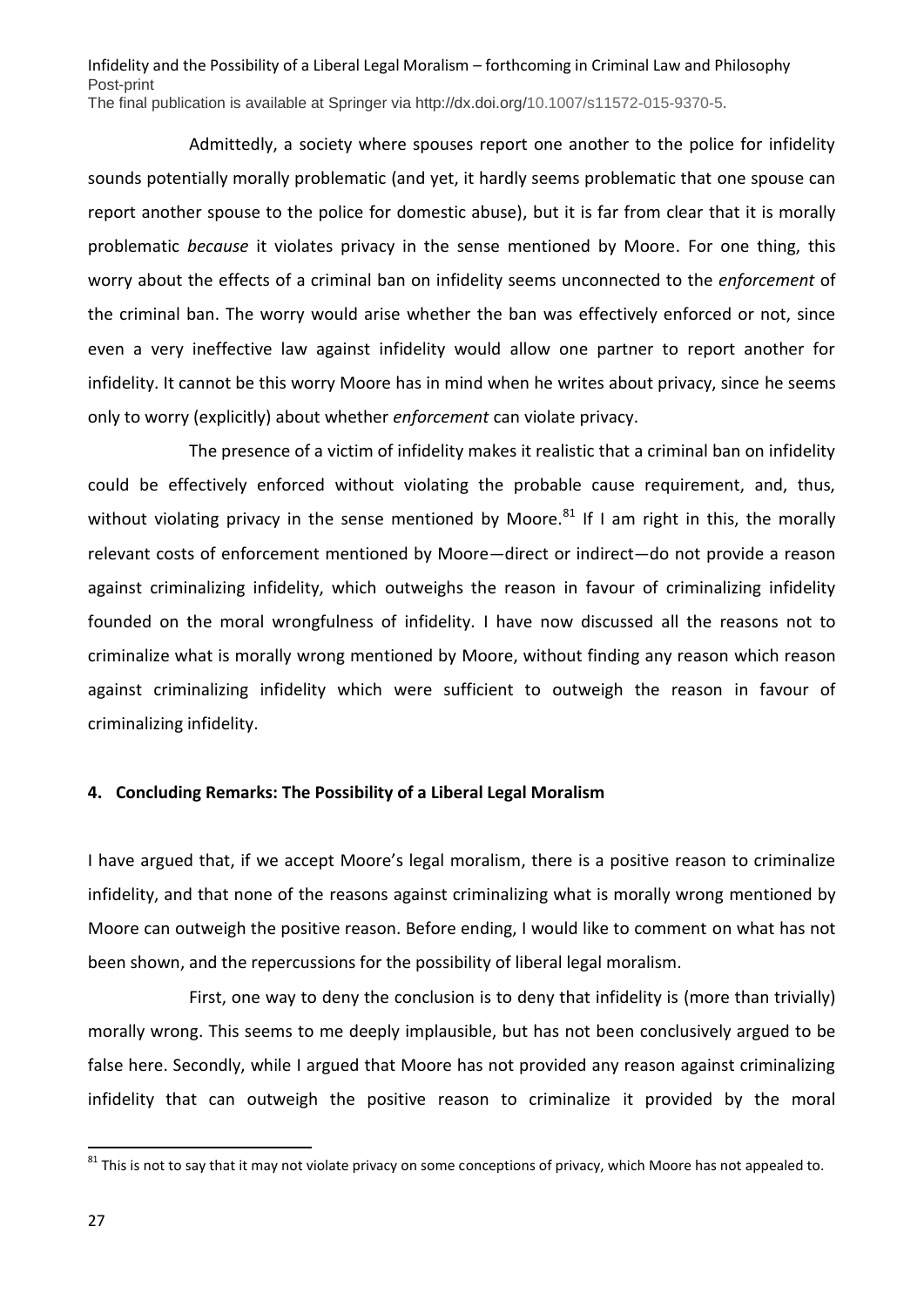Admittedly, a society where spouses report one another to the police for infidelity sounds potentially morally problematic (and yet, it hardly seems problematic that one spouse can report another spouse to the police for domestic abuse), but it is far from clear that it is morally problematic *because* it violates privacy in the sense mentioned by Moore. For one thing, this worry about the effects of a criminal ban on infidelity seems unconnected to the *enforcement* of the criminal ban. The worry would arise whether the ban was effectively enforced or not, since even a very ineffective law against infidelity would allow one partner to report another for infidelity. It cannot be this worry Moore has in mind when he writes about privacy, since he seems only to worry (explicitly) about whether *enforcement* can violate privacy.

The presence of a victim of infidelity makes it realistic that a criminal ban on infidelity could be effectively enforced without violating the probable cause requirement, and, thus, without violating privacy in the sense mentioned by Moore.[81] If I am right in this, the morally relevant costs of enforcement mentioned by Moore—direct or indirect—do not provide a reason against criminalizing infidelity, which outweighs the reason in favour of criminalizing infidelity founded on the moral wrongfulness of infidelity. I have now discussed all the reasons not to criminalize what is morally wrong mentioned by Moore, without finding any reason which reason against criminalizing infidelity which were sufficient to outweigh the reason in favour of criminalizing infidelity.

## 4. Concluding Remarks: The Possibility of a Liberal Legal Moralism

I have argued that, if we accept Moore's legal moralism, there is a positive reason to criminalize infidelity, and that none of the reasons against criminalizing what is morally wrong mentioned by Moore can outweigh the positive reason. Before ending, I would like to comment on what has not been shown, and the repercussions for the possibility of liberal legal moralism.

First, one way to deny the conclusion is to deny that infidelity is (more than trivially) morally wrong. This seems to me deeply implausible, but has not been conclusively argued to be false here. Secondly, while I argued that Moore has not provided any reason against criminalizing infidelity that can outweigh the positive reason to criminalize it provided by the moral

---

[81] This is not to say that it may not violate privacy on some conceptions of privacy, which Moore has not appealed to.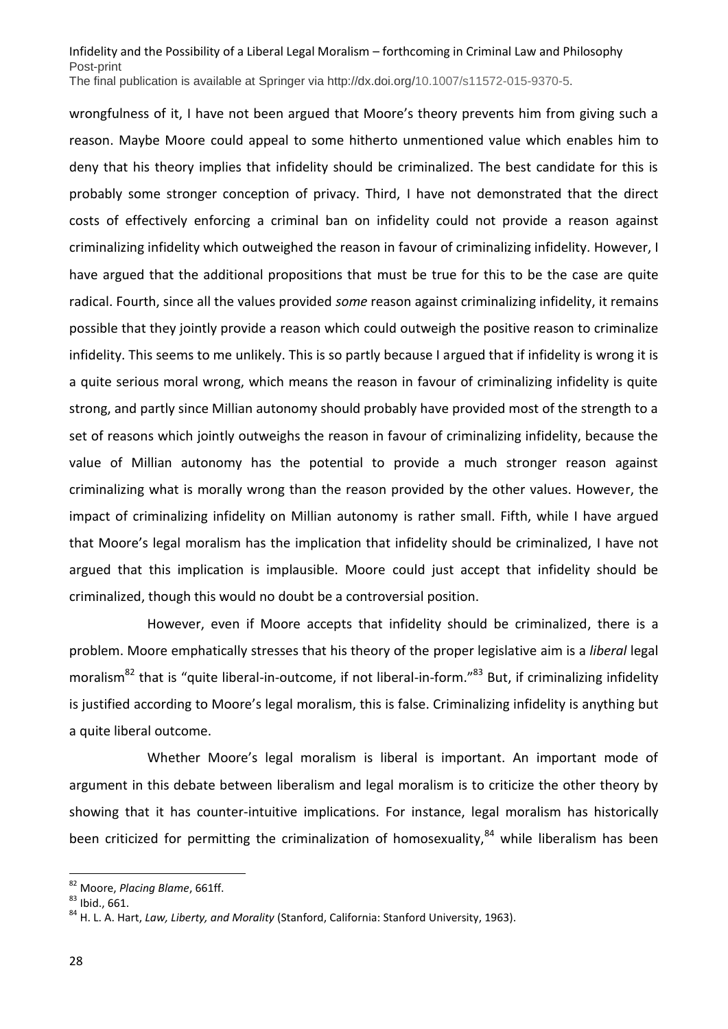wrongfulness of it, I have not been argued that Moore's theory prevents him from giving such a reason. Maybe Moore could appeal to some hitherto unmentioned value which enables him to deny that his theory implies that infidelity should be criminalized. The best candidate for this is probably some stronger conception of privacy. Third, I have not demonstrated that the direct costs of effectively enforcing a criminal ban on infidelity could not provide a reason against criminalizing infidelity which outweighed the reason in favour of criminalizing infidelity. However, I have argued that the additional propositions that must be true for this to be the case are quite radical. Fourth, since all the values provided *some* reason against criminalizing infidelity, it remains possible that they jointly provide a reason which could outweigh the positive reason to criminalize infidelity. This seems to me unlikely. This is so partly because I argued that if infidelity is wrong it is a quite serious moral wrong, which means the reason in favour of criminalizing infidelity is quite strong, and partly since Millian autonomy should probably have provided most of the strength to a set of reasons which jointly outweighs the reason in favour of criminalizing infidelity, because the value of Millian autonomy has the potential to provide a much stronger reason against criminalizing what is morally wrong than the reason provided by the other values. However, the impact of criminalizing infidelity on Millian autonomy is rather small. Fifth, while I have argued that Moore's legal moralism has the implication that infidelity should be criminalized, I have not argued that this implication is implausible. Moore could just accept that infidelity should be criminalized, though this would no doubt be a controversial position.

However, even if Moore accepts that infidelity should be criminalized, there is a problem. Moore emphatically stresses that his theory of the proper legislative aim is a *liberal* legal moralism[82] that is "quite liberal-in-outcome, if not liberal-in-form."[83] But, if criminalizing infidelity is justified according to Moore's legal moralism, this is false. Criminalizing infidelity is anything but a quite liberal outcome.

Whether Moore's legal moralism is liberal is important. An important mode of argument in this debate between liberalism and legal moralism is to criticize the other theory by showing that it has counter-intuitive implications. For instance, legal moralism has historically been criticized for permitting the criminalization of homosexuality,[84] while liberalism has been

---

[82] Moore, *Placing Blame*, 661ff.

[83] Ibid., 661.

[84] H. L. A. Hart, *Law, Liberty, and Morality* (Stanford, California: Stanford University, 1963).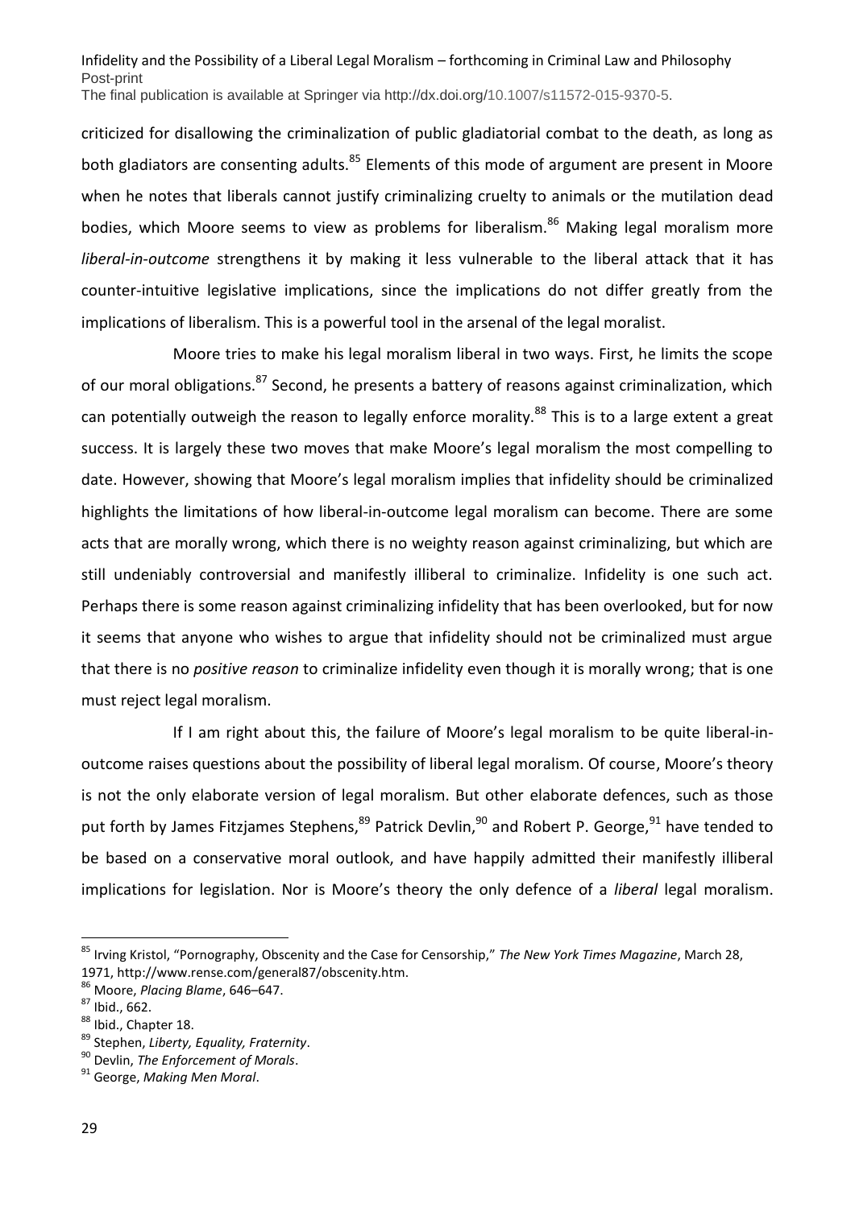criticized for disallowing the criminalization of public gladiatorial combat to the death, as long as both gladiators are consenting adults.[85] Elements of this mode of argument are present in Moore when he notes that liberals cannot justify criminalizing cruelty to animals or the mutilation dead bodies, which Moore seems to view as problems for liberalism.[86] Making legal moralism more *liberal-in-outcome* strengthens it by making it less vulnerable to the liberal attack that it has counter-intuitive legislative implications, since the implications do not differ greatly from the implications of liberalism. This is a powerful tool in the arsenal of the legal moralist.

Moore tries to make his legal moralism liberal in two ways. First, he limits the scope of our moral obligations.[87] Second, he presents a battery of reasons against criminalization, which can potentially outweigh the reason to legally enforce morality.[88] This is to a large extent a great success. It is largely these two moves that make Moore's legal moralism the most compelling to date. However, showing that Moore's legal moralism implies that infidelity should be criminalized highlights the limitations of how liberal-in-outcome legal moralism can become. There are some acts that are morally wrong, which there is no weighty reason against criminalizing, but which are still undeniably controversial and manifestly illiberal to criminalize. Infidelity is one such act. Perhaps there is some reason against criminalizing infidelity that has been overlooked, but for now it seems that anyone who wishes to argue that infidelity should not be criminalized must argue that there is no *positive reason* to criminalize infidelity even though it is morally wrong; that is one must reject legal moralism.

If I am right about this, the failure of Moore's legal moralism to be quite liberal-in-outcome raises questions about the possibility of liberal legal moralism. Of course, Moore's theory is not the only elaborate version of legal moralism. But other elaborate defences, such as those put forth by James Fitzjames Stephens,[89] Patrick Devlin,[90] and Robert P. George,[91] have tended to be based on a conservative moral outlook, and have happily admitted their manifestly illiberal implications for legislation. Nor is Moore's theory the only defence of a *liberal* legal moralism.

---

[85] Irving Kristol, "Pornography, Obscenity and the Case for Censorship," *The New York Times Magazine*, March 28, 1971, http://www.rense.com/general87/obscenity.htm.

[86] Moore, *Placing Blame*, 646–647.

[87] Ibid., 662.

[88] Ibid., Chapter 18.

[89] Stephen, *Liberty, Equality, Fraternity*.

[90] Devlin, *The Enforcement of Morals*.

[91] George, *Making Men Moral*.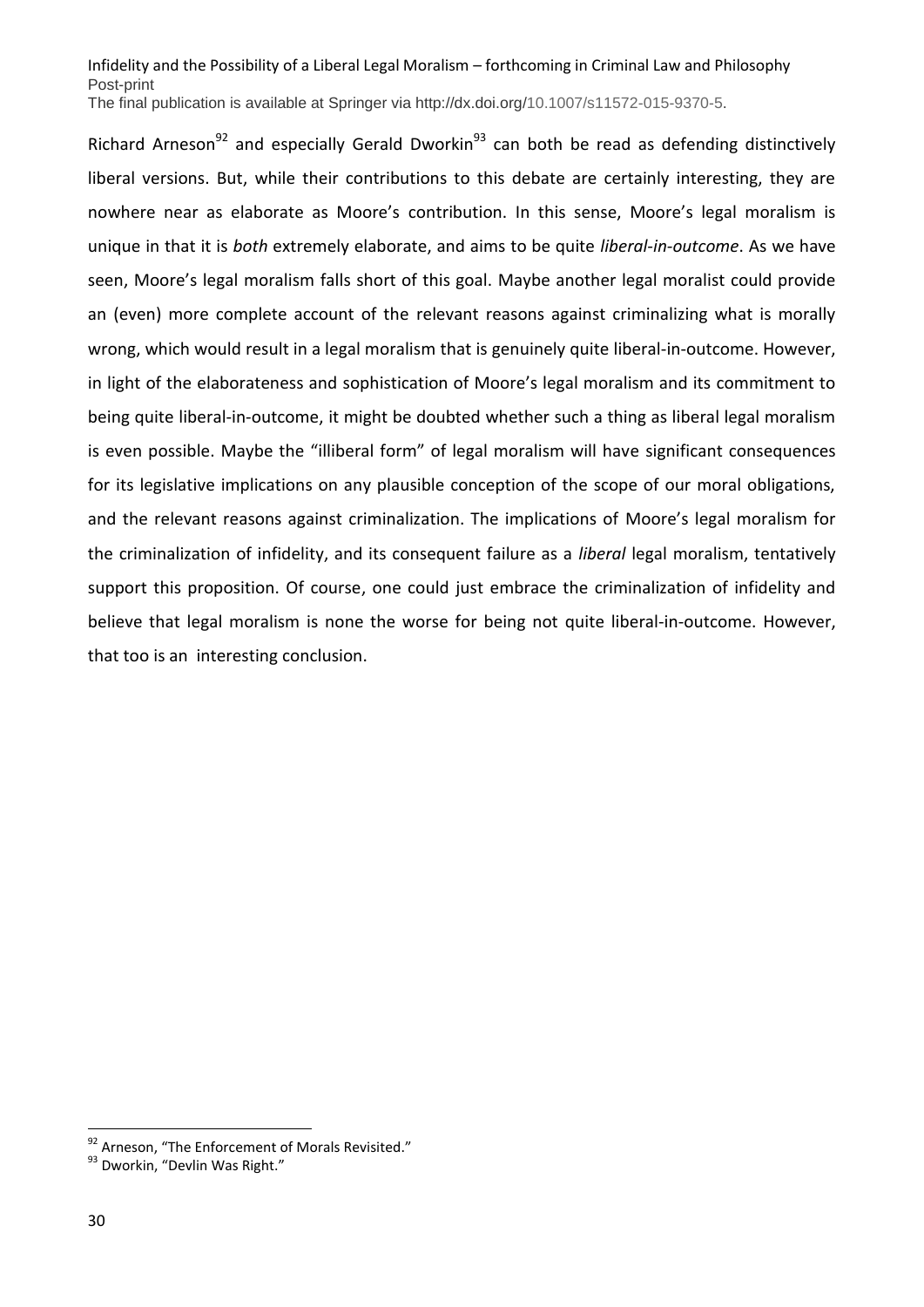Richard Arneson[92] and especially Gerald Dworkin[93] can both be read as defending distinctively liberal versions. But, while their contributions to this debate are certainly interesting, they are nowhere near as elaborate as Moore's contribution. In this sense, Moore's legal moralism is unique in that it is *both* extremely elaborate, and aims to be quite *liberal-in-outcome*. As we have seen, Moore's legal moralism falls short of this goal. Maybe another legal moralist could provide an (even) more complete account of the relevant reasons against criminalizing what is morally wrong, which would result in a legal moralism that is genuinely quite liberal-in-outcome. However, in light of the elaborateness and sophistication of Moore's legal moralism and its commitment to being quite liberal-in-outcome, it might be doubted whether such a thing as liberal legal moralism is even possible. Maybe the "illiberal form" of legal moralism will have significant consequences for its legislative implications on any plausible conception of the scope of our moral obligations, and the relevant reasons against criminalization. The implications of Moore's legal moralism for the criminalization of infidelity, and its consequent failure as a *liberal* legal moralism, tentatively support this proposition. Of course, one could just embrace the criminalization of infidelity and believe that legal moralism is none the worse for being not quite liberal-in-outcome. However, that too is an interesting conclusion.

[92] Arneson, "The Enforcement of Morals Revisited."

[93] Dworkin, "Devlin Was Right."